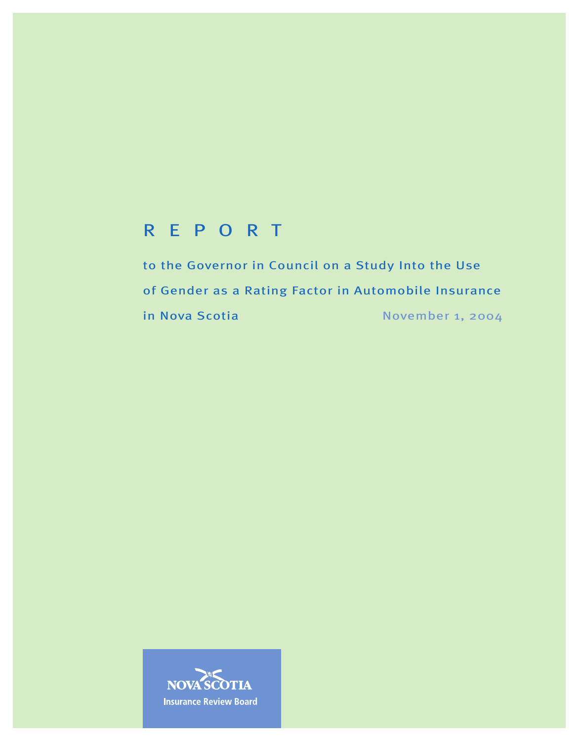# REPORT

to the Governor in Council on a Study Into the Use of Gender as a Rating Factor in Automobile Insurance in Nova Scotia

November 1, 2004

NOVA SCOTIA
Insurance Review Board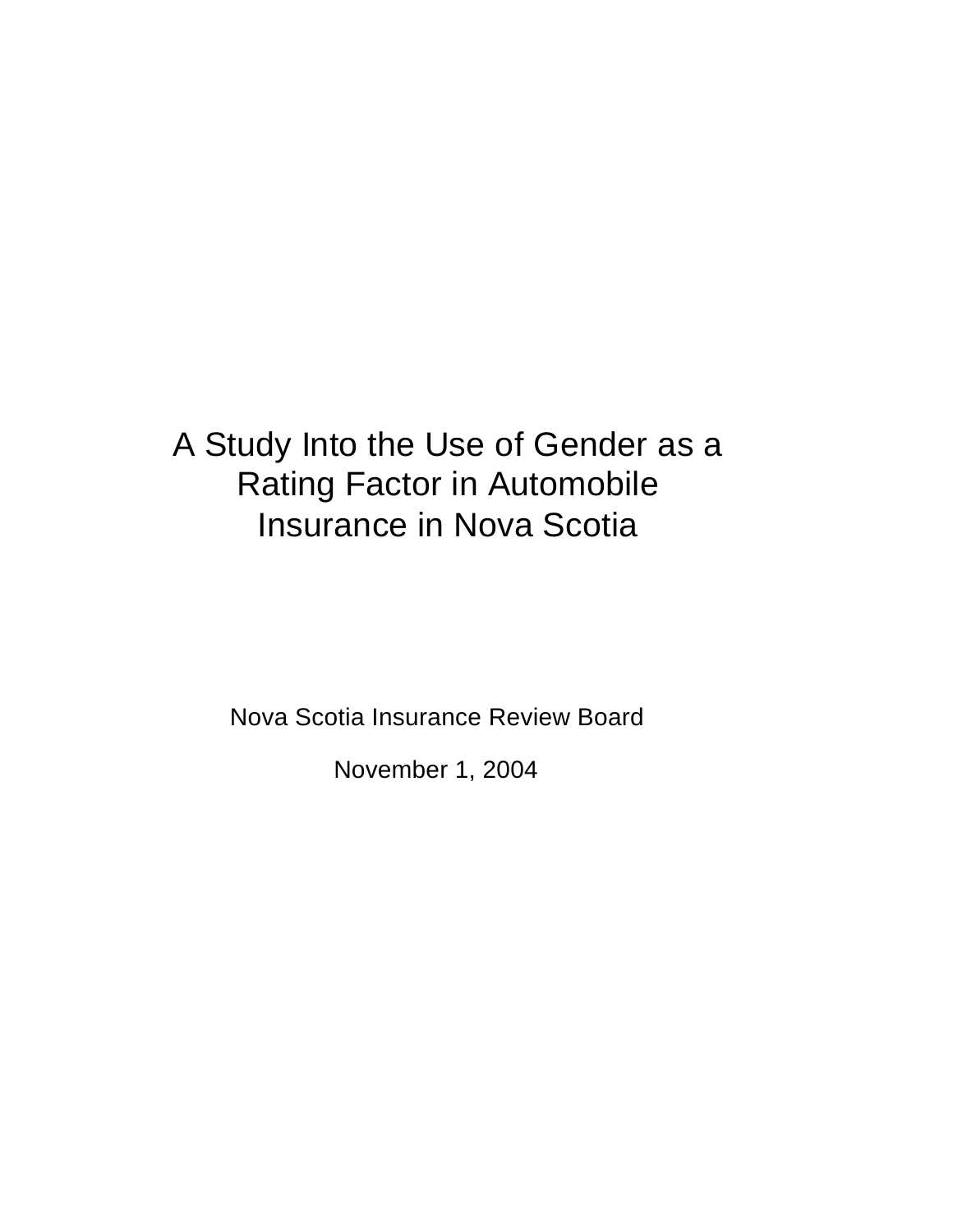# A Study Into the Use of Gender as a Rating Factor in Automobile Insurance in Nova Scotia

Nova Scotia Insurance Review Board

November 1, 2004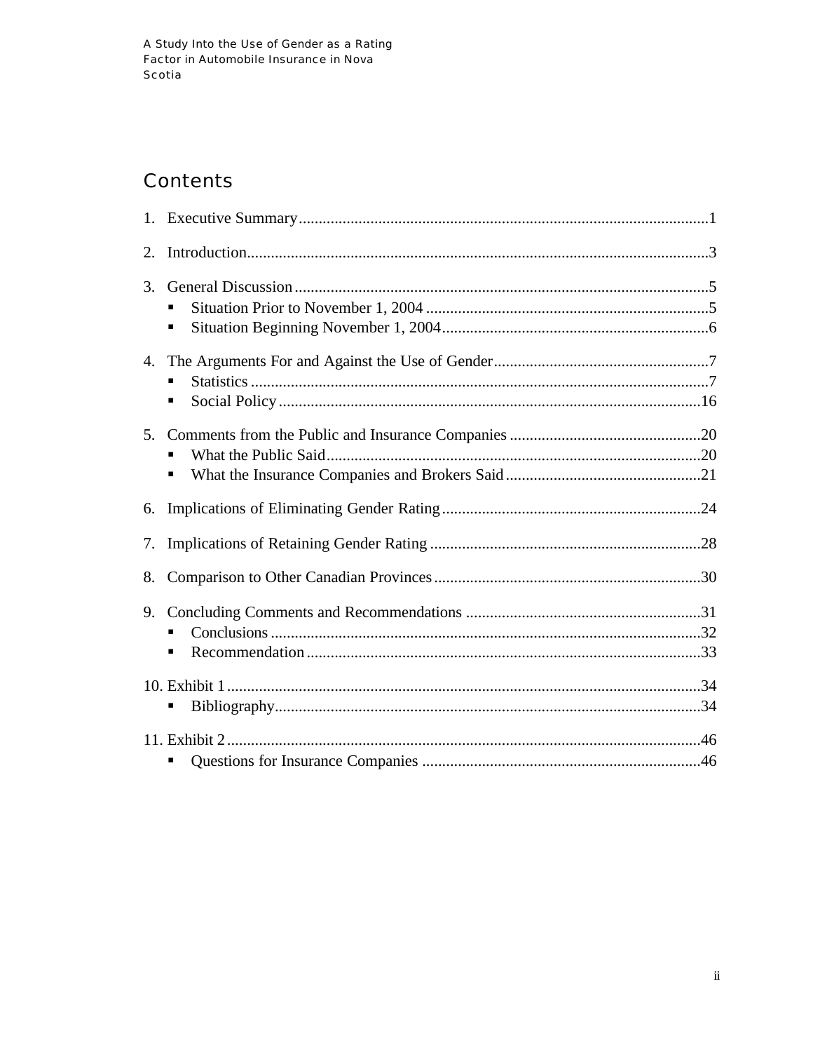# Contents

1. Executive Summary....................................................................................................1
2. Introduction.................................................................................................................3
3. General Discussion .....................................................................................................5
   - Situation Prior to November 1, 2004 ......................................................................5
   - Situation Beginning November 1, 2004..................................................................6
4. The Arguments For and Against the Use of Gender.....................................................7
   - Statistics .................................................................................................................7
   - Social Policy.........................................................................................................16
5. Comments from the Public and Insurance Companies ...............................................20
   - What the Public Said............................................................................................20
   - What the Insurance Companies and Brokers Said................................................21
6. Implications of Eliminating Gender Rating................................................................24
7. Implications of Retaining Gender Rating ...................................................................28
8. Comparison to Other Canadian Provinces..................................................................30
9. Concluding Comments and Recommendations ..........................................................31
   - Conclusions ..........................................................................................................32
   - Recommendation..................................................................................................33
10. Exhibit 1.....................................................................................................................34
    - Bibliography.........................................................................................................34
11. Exhibit 2.....................................................................................................................46
    - Questions for Insurance Companies .....................................................................46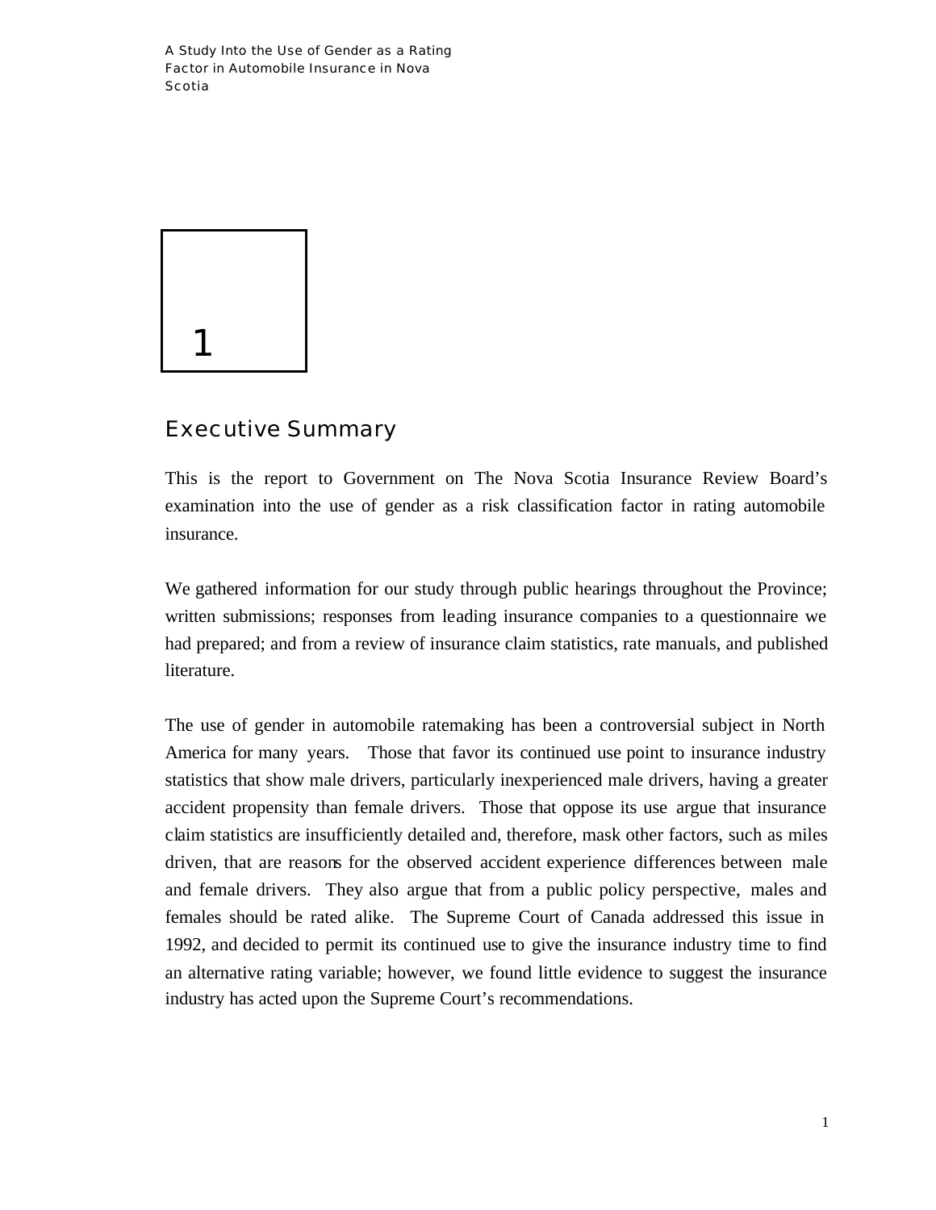# 1

## Executive Summary

This is the report to Government on The Nova Scotia Insurance Review Board's examination into the use of gender as a risk classification factor in rating automobile insurance.

We gathered information for our study through public hearings throughout the Province; written submissions; responses from leading insurance companies to a questionnaire we had prepared; and from a review of insurance claim statistics, rate manuals, and published literature.

The use of gender in automobile ratemaking has been a controversial subject in North America for many years. Those that favor its continued use point to insurance industry statistics that show male drivers, particularly inexperienced male drivers, having a greater accident propensity than female drivers. Those that oppose its use argue that insurance claim statistics are insufficiently detailed and, therefore, mask other factors, such as miles driven, that are reasons for the observed accident experience differences between male and female drivers. They also argue that from a public policy perspective, males and females should be rated alike. The Supreme Court of Canada addressed this issue in 1992, and decided to permit its continued use to give the insurance industry time to find an alternative rating variable; however, we found little evidence to suggest the insurance industry has acted upon the Supreme Court's recommendations.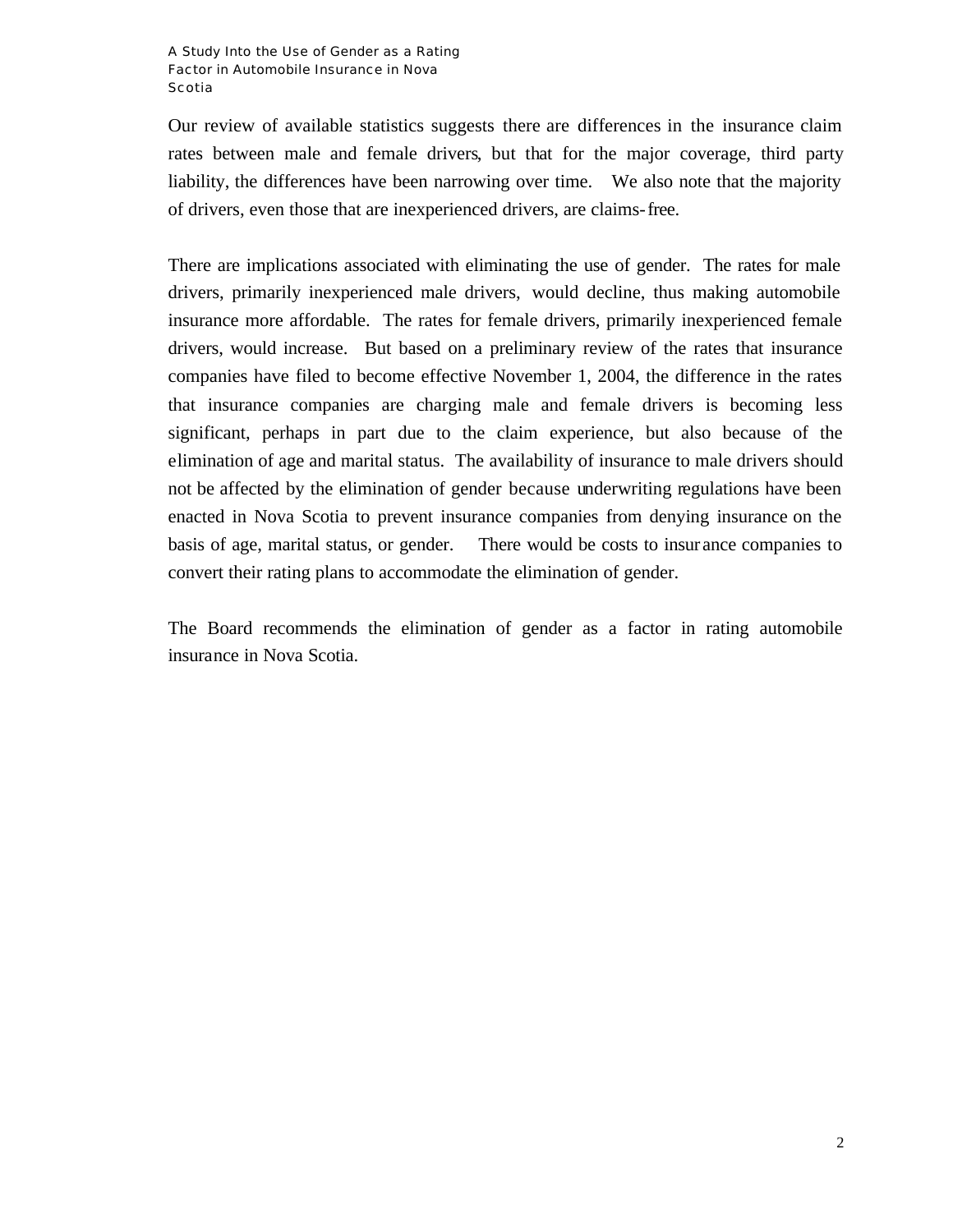Our review of available statistics suggests there are differences in the insurance claim rates between male and female drivers, but that for the major coverage, third party liability, the differences have been narrowing over time. We also note that the majority of drivers, even those that are inexperienced drivers, are claims-free.

There are implications associated with eliminating the use of gender. The rates for male drivers, primarily inexperienced male drivers, would decline, thus making automobile insurance more affordable. The rates for female drivers, primarily inexperienced female drivers, would increase. But based on a preliminary review of the rates that insurance companies have filed to become effective November 1, 2004, the difference in the rates that insurance companies are charging male and female drivers is becoming less significant, perhaps in part due to the claim experience, but also because of the elimination of age and marital status. The availability of insurance to male drivers should not be affected by the elimination of gender because underwriting regulations have been enacted in Nova Scotia to prevent insurance companies from denying insurance on the basis of age, marital status, or gender. There would be costs to insurance companies to convert their rating plans to accommodate the elimination of gender.

The Board recommends the elimination of gender as a factor in rating automobile insurance in Nova Scotia.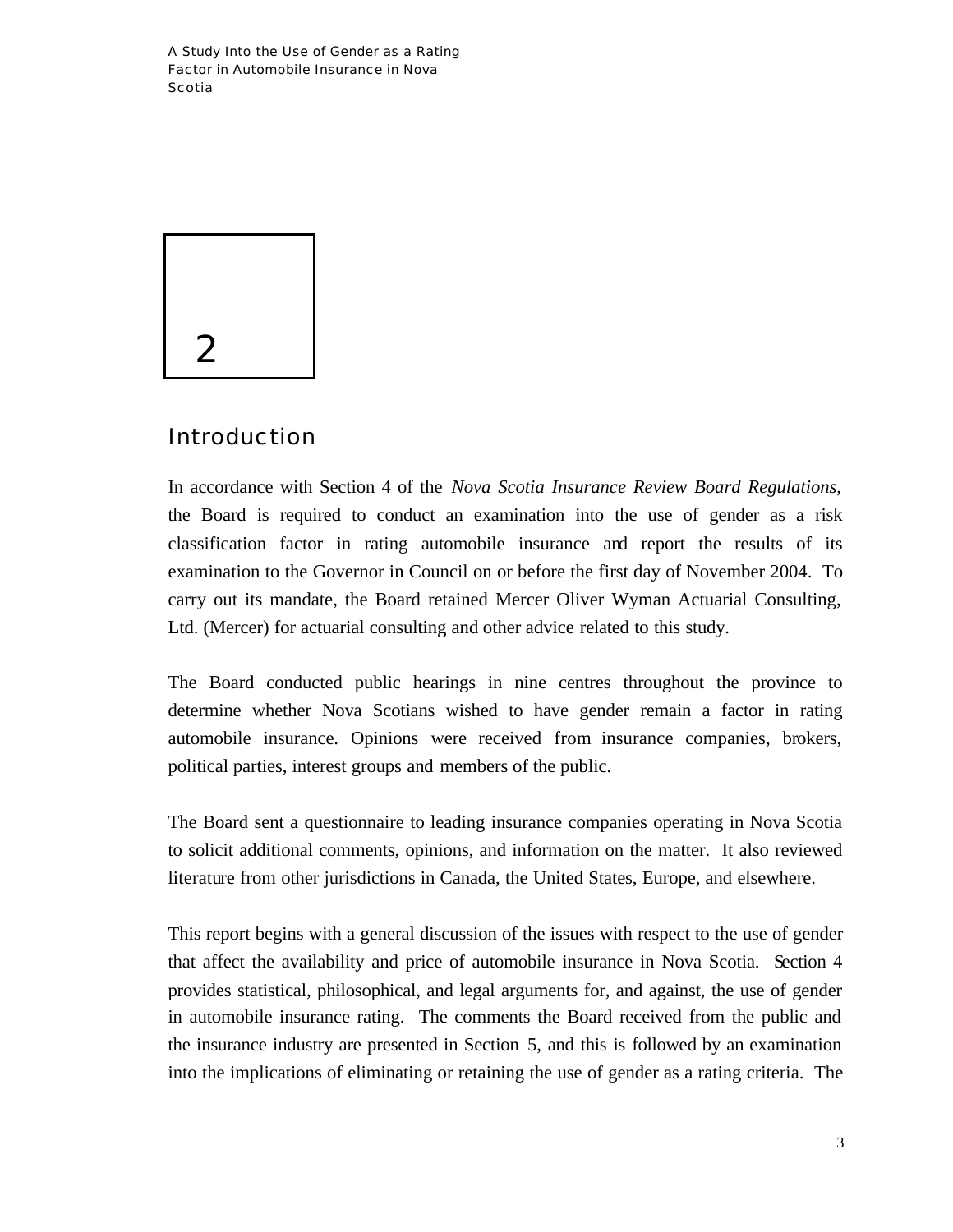# 2

## Introduction

In accordance with Section 4 of the *Nova Scotia Insurance Review Board Regulations*, the Board is required to conduct an examination into the use of gender as a risk classification factor in rating automobile insurance and report the results of its examination to the Governor in Council on or before the first day of November 2004. To carry out its mandate, the Board retained Mercer Oliver Wyman Actuarial Consulting, Ltd. (Mercer) for actuarial consulting and other advice related to this study.

The Board conducted public hearings in nine centres throughout the province to determine whether Nova Scotians wished to have gender remain a factor in rating automobile insurance. Opinions were received from insurance companies, brokers, political parties, interest groups and members of the public.

The Board sent a questionnaire to leading insurance companies operating in Nova Scotia to solicit additional comments, opinions, and information on the matter. It also reviewed literature from other jurisdictions in Canada, the United States, Europe, and elsewhere.

This report begins with a general discussion of the issues with respect to the use of gender that affect the availability and price of automobile insurance in Nova Scotia. Section 4 provides statistical, philosophical, and legal arguments for, and against, the use of gender in automobile insurance rating. The comments the Board received from the public and the insurance industry are presented in Section 5, and this is followed by an examination into the implications of eliminating or retaining the use of gender as a rating criteria. The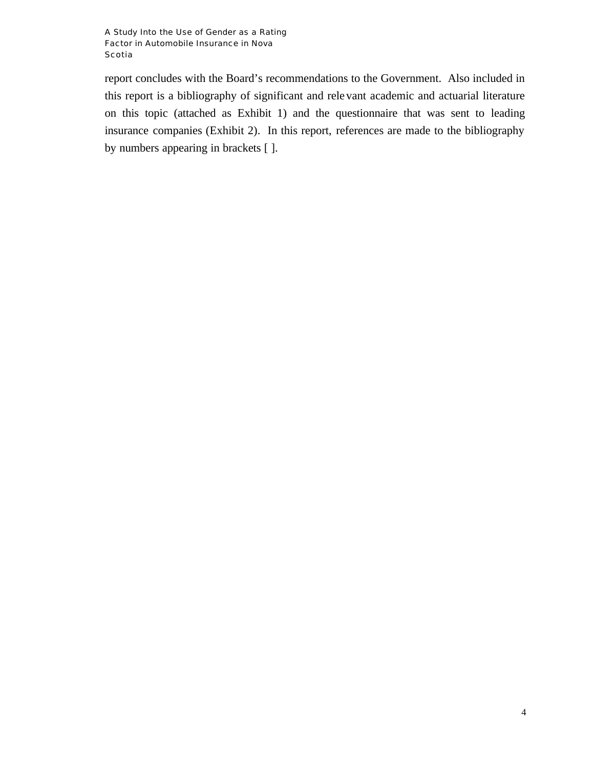report concludes with the Board's recommendations to the Government. Also included in this report is a bibliography of significant and relevant academic and actuarial literature on this topic (attached as Exhibit 1) and the questionnaire that was sent to leading insurance companies (Exhibit 2). In this report, references are made to the bibliography by numbers appearing in brackets [ ].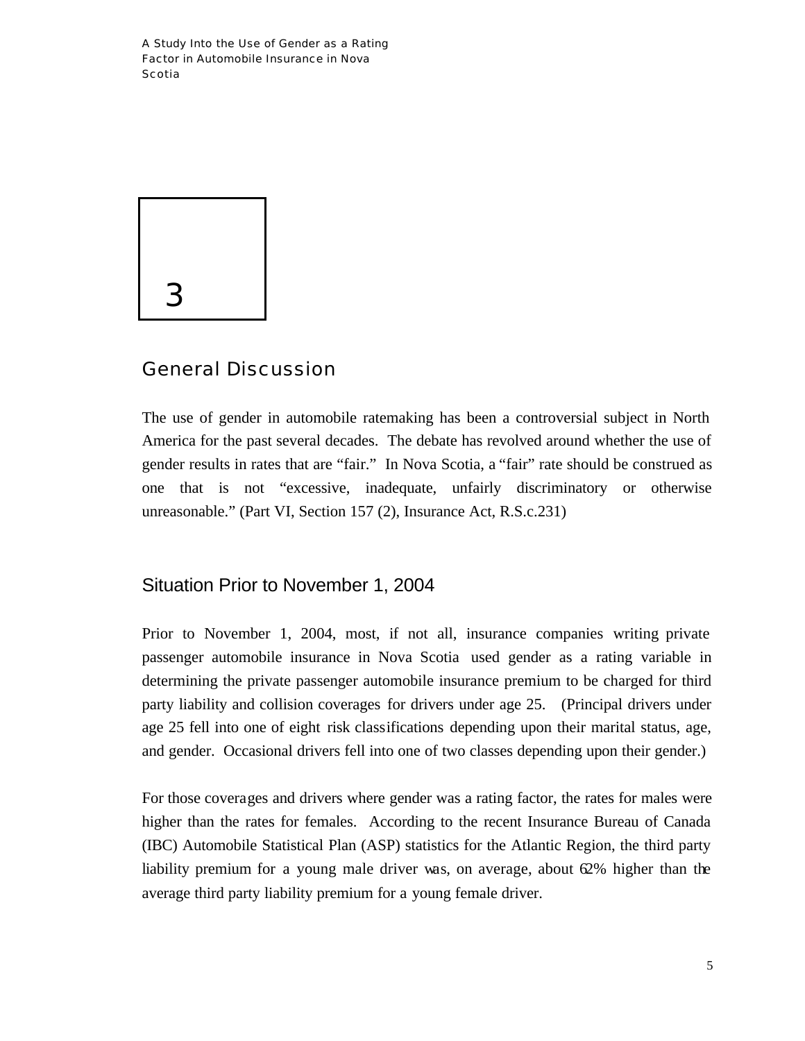# 3

## General Discussion

The use of gender in automobile ratemaking has been a controversial subject in North America for the past several decades. The debate has revolved around whether the use of gender results in rates that are "fair." In Nova Scotia, a "fair" rate should be construed as one that is not "excessive, inadequate, unfairly discriminatory or otherwise unreasonable." (Part VI, Section 157 (2), Insurance Act, R.S.c.231)

### Situation Prior to November 1, 2004

Prior to November 1, 2004, most, if not all, insurance companies writing private passenger automobile insurance in Nova Scotia used gender as a rating variable in determining the private passenger automobile insurance premium to be charged for third party liability and collision coverages for drivers under age 25. (Principal drivers under age 25 fell into one of eight risk classifications depending upon their marital status, age, and gender. Occasional drivers fell into one of two classes depending upon their gender.)

For those coverages and drivers where gender was a rating factor, the rates for males were higher than the rates for females. According to the recent Insurance Bureau of Canada (IBC) Automobile Statistical Plan (ASP) statistics for the Atlantic Region, the third party liability premium for a young male driver was, on average, about 62% higher than the average third party liability premium for a young female driver.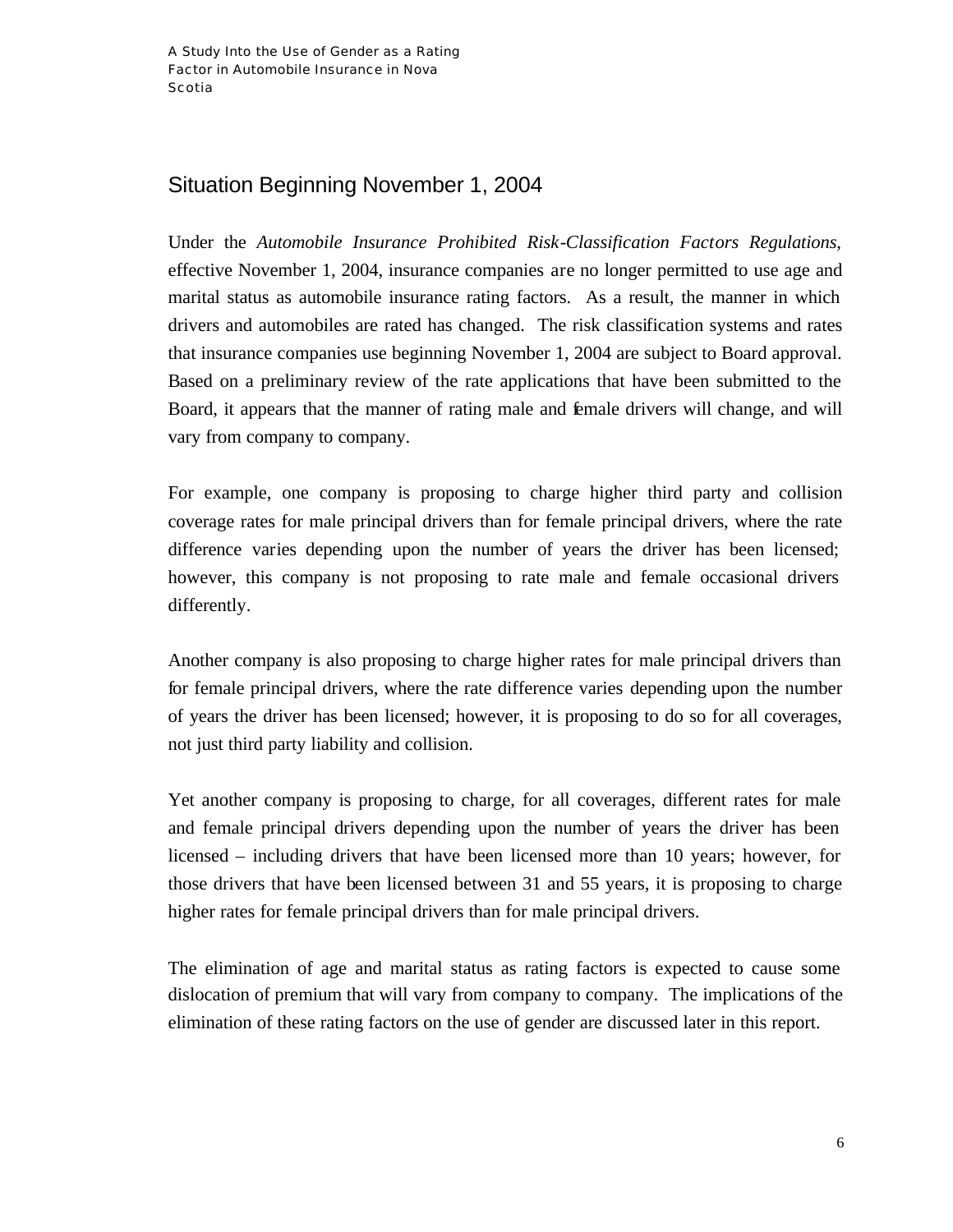## Situation Beginning November 1, 2004

Under the *Automobile Insurance Prohibited Risk-Classification Factors Regulations*, effective November 1, 2004, insurance companies are no longer permitted to use age and marital status as automobile insurance rating factors. As a result, the manner in which drivers and automobiles are rated has changed. The risk classification systems and rates that insurance companies use beginning November 1, 2004 are subject to Board approval. Based on a preliminary review of the rate applications that have been submitted to the Board, it appears that the manner of rating male and female drivers will change, and will vary from company to company.

For example, one company is proposing to charge higher third party and collision coverage rates for male principal drivers than for female principal drivers, where the rate difference varies depending upon the number of years the driver has been licensed; however, this company is not proposing to rate male and female occasional drivers differently.

Another company is also proposing to charge higher rates for male principal drivers than for female principal drivers, where the rate difference varies depending upon the number of years the driver has been licensed; however, it is proposing to do so for all coverages, not just third party liability and collision.

Yet another company is proposing to charge, for all coverages, different rates for male and female principal drivers depending upon the number of years the driver has been licensed – including drivers that have been licensed more than 10 years; however, for those drivers that have been licensed between 31 and 55 years, it is proposing to charge higher rates for female principal drivers than for male principal drivers.

The elimination of age and marital status as rating factors is expected to cause some dislocation of premium that will vary from company to company. The implications of the elimination of these rating factors on the use of gender are discussed later in this report.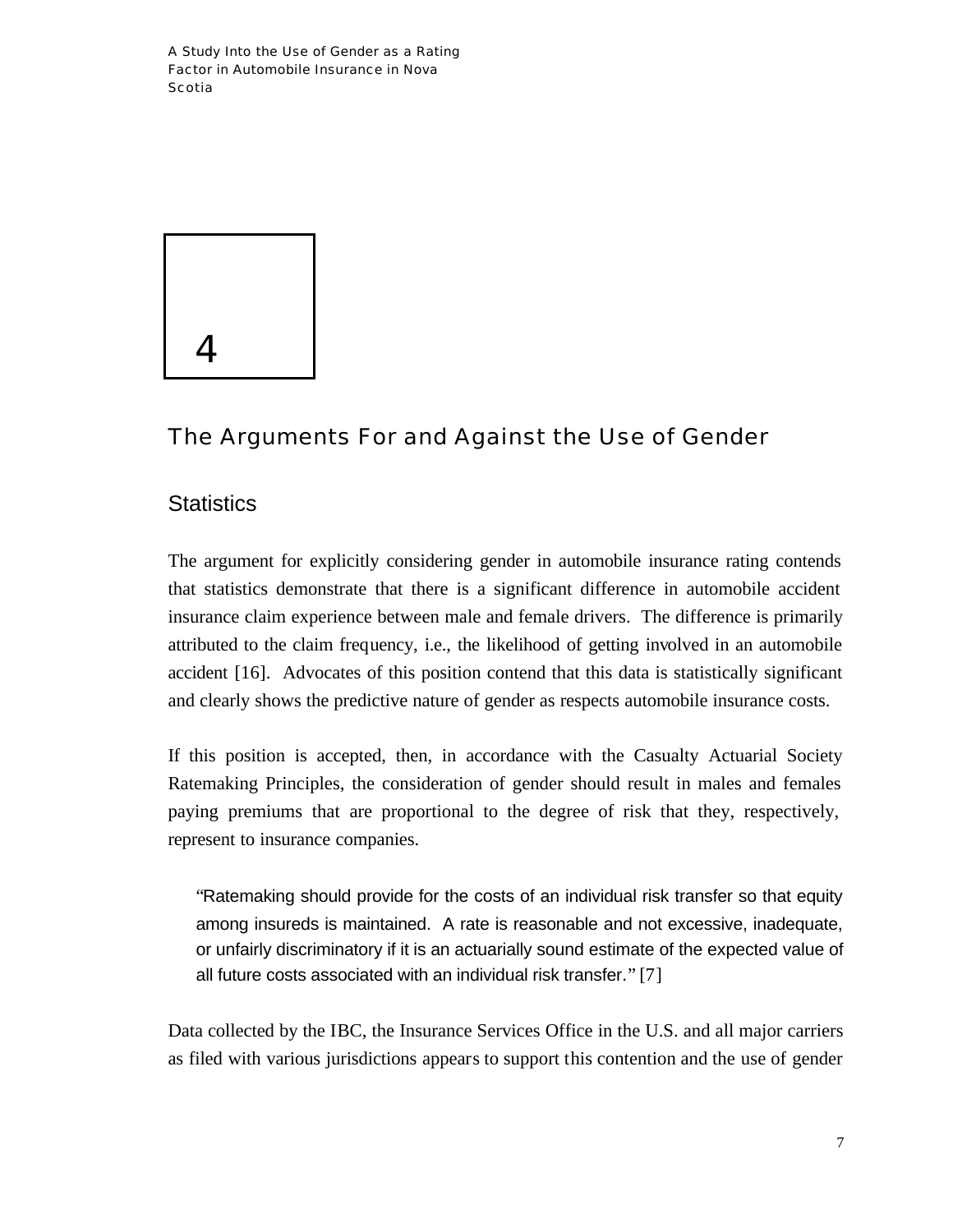# 4

## The Arguments For and Against the Use of Gender

### Statistics

The argument for explicitly considering gender in automobile insurance rating contends that statistics demonstrate that there is a significant difference in automobile accident insurance claim experience between male and female drivers. The difference is primarily attributed to the claim frequency, i.e., the likelihood of getting involved in an automobile accident [16]. Advocates of this position contend that this data is statistically significant and clearly shows the predictive nature of gender as respects automobile insurance costs.

If this position is accepted, then, in accordance with the Casualty Actuarial Society Ratemaking Principles, the consideration of gender should result in males and females paying premiums that are proportional to the degree of risk that they, respectively, represent to insurance companies.

> "Ratemaking should provide for the costs of an individual risk transfer so that equity among insureds is maintained. A rate is reasonable and not excessive, inadequate, or unfairly discriminatory if it is an actuarially sound estimate of the expected value of all future costs associated with an individual risk transfer." [7]

Data collected by the IBC, the Insurance Services Office in the U.S. and all major carriers as filed with various jurisdictions appears to support this contention and the use of gender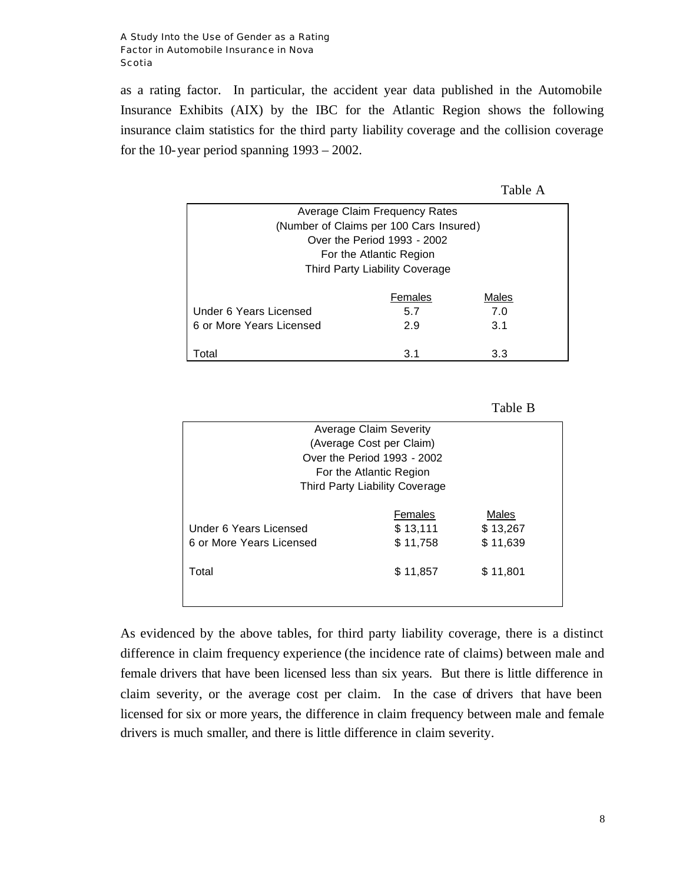as a rating factor. In particular, the accident year data published in the Automobile Insurance Exhibits (AIX) by the IBC for the Atlantic Region shows the following insurance claim statistics for the third party liability coverage and the collision coverage for the 10-year period spanning 1993 – 2002.

Table A

| Average Claim Frequency Rates (Number of Claims per 100 Cars Insured) Over the Period 1993 - 2002 For the Atlantic Region Third Party Liability Coverage | | |
|---|---|---|
| | Females | Males |
| Under 6 Years Licensed | 5.7 | 7.0 |
| 6 or More Years Licensed | 2.9 | 3.1 |
| Total | 3.1 | 3.3 |

Table B

| Average Claim Severity (Average Cost per Claim) Over the Period 1993 - 2002 For the Atlantic Region Third Party Liability Coverage | | |
|---|---|---|
| | Females | Males |
| Under 6 Years Licensed | $ 13,111 | $ 13,267 |
| 6 or More Years Licensed | $ 11,758 | $ 11,639 |
| Total | $ 11,857 | $ 11,801 |

As evidenced by the above tables, for third party liability coverage, there is a distinct difference in claim frequency experience (the incidence rate of claims) between male and female drivers that have been licensed less than six years. But there is little difference in claim severity, or the average cost per claim. In the case of drivers that have been licensed for six or more years, the difference in claim frequency between male and female drivers is much smaller, and there is little difference in claim severity.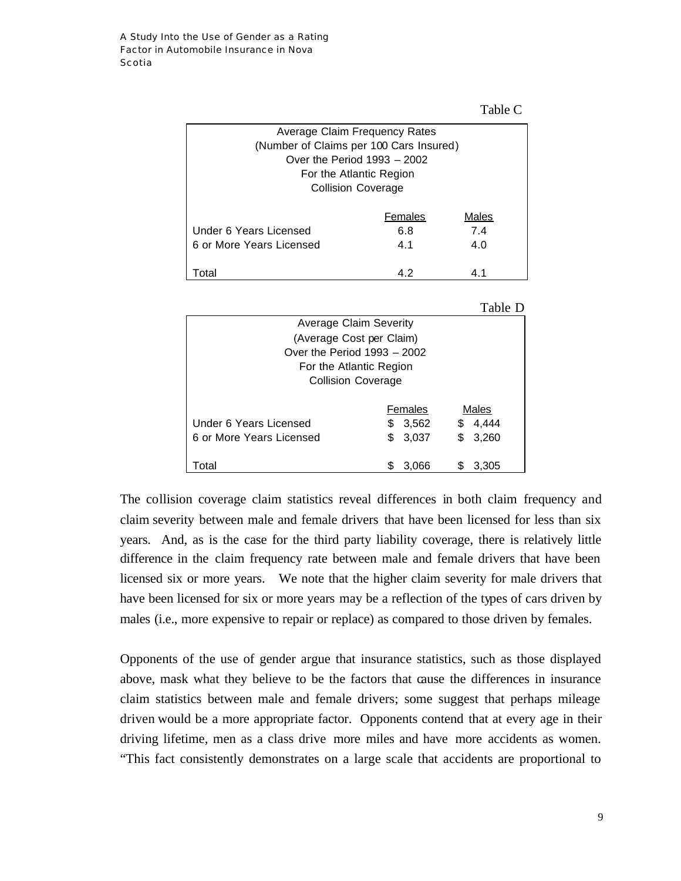Table C

| Average Claim Frequency Rates<br>(Number of Claims per 100 Cars Insured)<br>Over the Period 1993 – 2002<br>For the Atlantic Region<br>Collision Coverage | | |
|---|---|---|
| | Females | Males |
| Under 6 Years Licensed | 6.8 | 7.4 |
| 6 or More Years Licensed | 4.1 | 4.0 |
| Total | 4.2 | 4.1 |

Table D

| Average Claim Severity<br>(Average Cost per Claim)<br>Over the Period 1993 – 2002<br>For the Atlantic Region<br>Collision Coverage | | |
|---|---|---|
| | Females | Males |
| Under 6 Years Licensed | $ 3,562 | $ 4,444 |
| 6 or More Years Licensed | $ 3,037 | $ 3,260 |
| Total | $ 3,066 | $ 3,305 |

The collision coverage claim statistics reveal differences in both claim frequency and claim severity between male and female drivers that have been licensed for less than six years. And, as is the case for the third party liability coverage, there is relatively little difference in the claim frequency rate between male and female drivers that have been licensed six or more years. We note that the higher claim severity for male drivers that have been licensed for six or more years may be a reflection of the types of cars driven by males (i.e., more expensive to repair or replace) as compared to those driven by females.

Opponents of the use of gender argue that insurance statistics, such as those displayed above, mask what they believe to be the factors that cause the differences in insurance claim statistics between male and female drivers; some suggest that perhaps mileage driven would be a more appropriate factor. Opponents contend that at every age in their driving lifetime, men as a class drive more miles and have more accidents as women. "This fact consistently demonstrates on a large scale that accidents are proportional to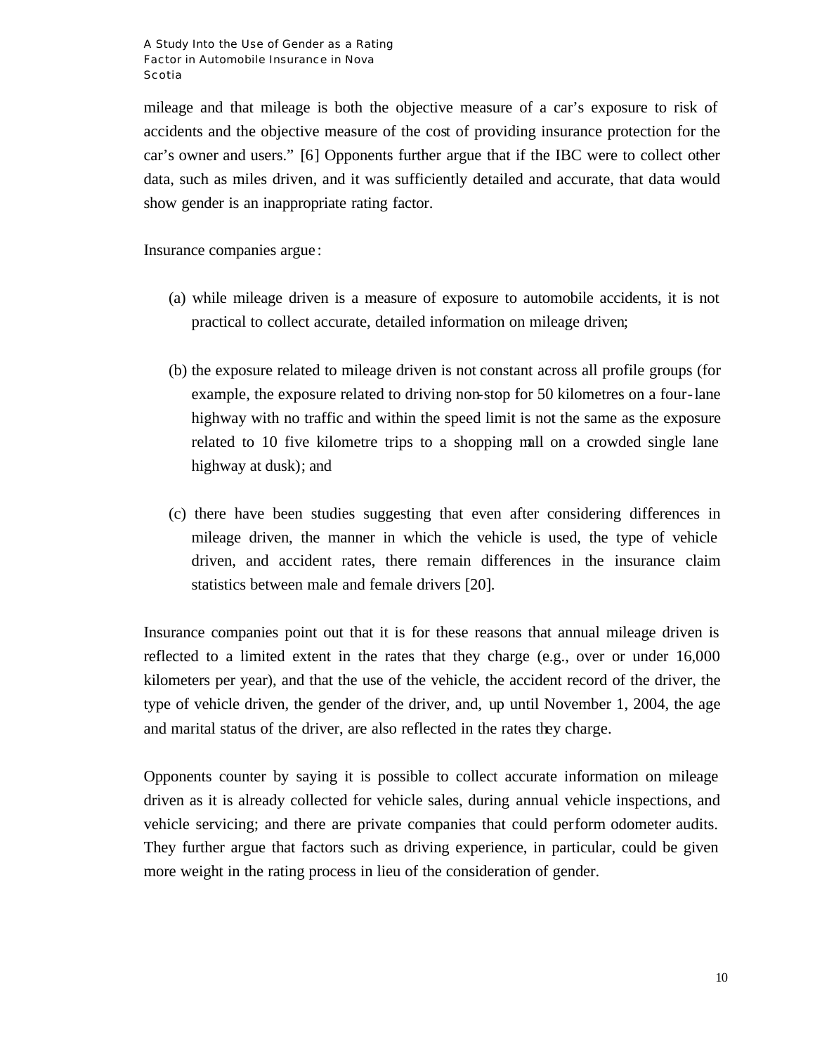mileage and that mileage is both the objective measure of a car's exposure to risk of accidents and the objective measure of the cost of providing insurance protection for the car's owner and users." [6] Opponents further argue that if the IBC were to collect other data, such as miles driven, and it was sufficiently detailed and accurate, that data would show gender is an inappropriate rating factor.

Insurance companies argue:

(a) while mileage driven is a measure of exposure to automobile accidents, it is not practical to collect accurate, detailed information on mileage driven;

(b) the exposure related to mileage driven is not constant across all profile groups (for example, the exposure related to driving non-stop for 50 kilometres on a four-lane highway with no traffic and within the speed limit is not the same as the exposure related to 10 five kilometre trips to a shopping mall on a crowded single lane highway at dusk); and

(c) there have been studies suggesting that even after considering differences in mileage driven, the manner in which the vehicle is used, the type of vehicle driven, and accident rates, there remain differences in the insurance claim statistics between male and female drivers [20].

Insurance companies point out that it is for these reasons that annual mileage driven is reflected to a limited extent in the rates that they charge (e.g., over or under 16,000 kilometers per year), and that the use of the vehicle, the accident record of the driver, the type of vehicle driven, the gender of the driver, and, up until November 1, 2004, the age and marital status of the driver, are also reflected in the rates they charge.

Opponents counter by saying it is possible to collect accurate information on mileage driven as it is already collected for vehicle sales, during annual vehicle inspections, and vehicle servicing; and there are private companies that could perform odometer audits. They further argue that factors such as driving experience, in particular, could be given more weight in the rating process in lieu of the consideration of gender.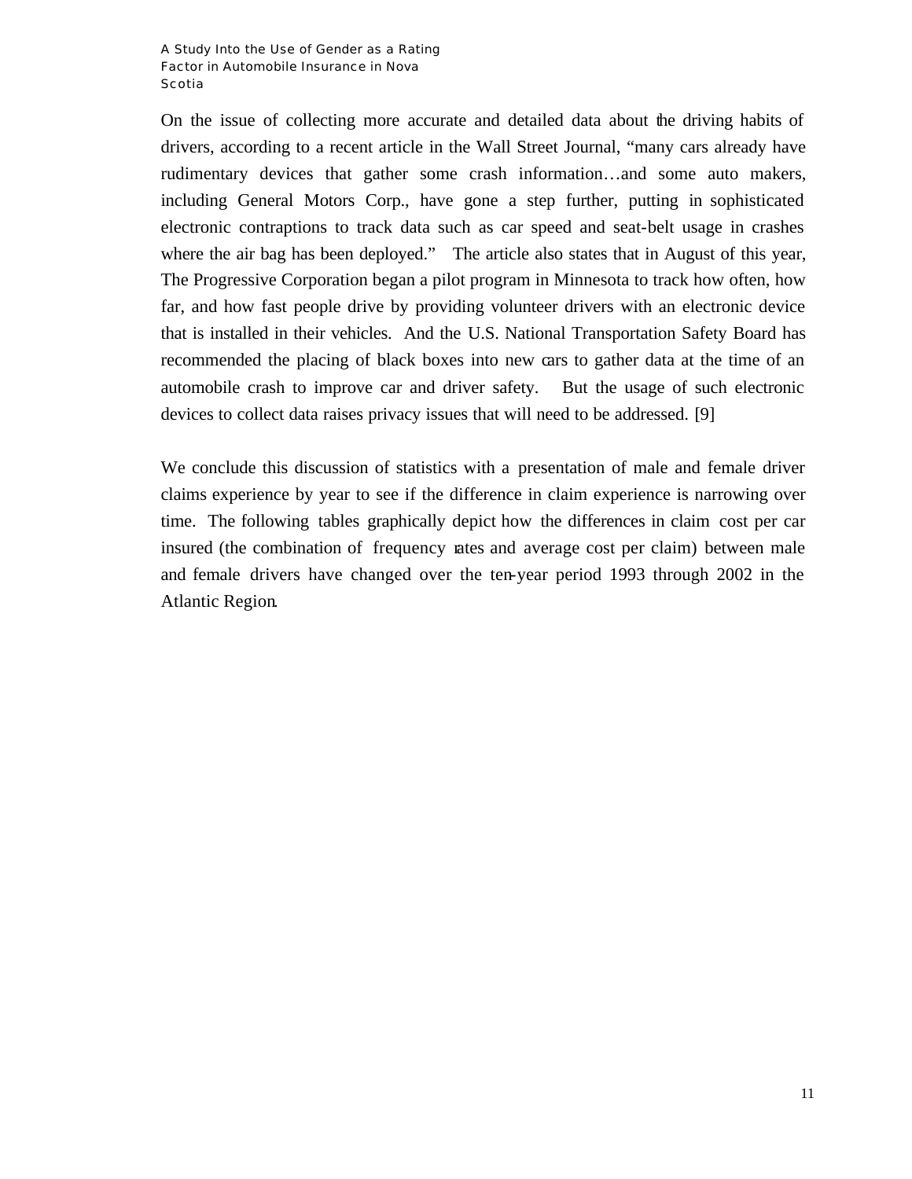On the issue of collecting more accurate and detailed data about the driving habits of drivers, according to a recent article in the Wall Street Journal, "many cars already have rudimentary devices that gather some crash information…and some auto makers, including General Motors Corp., have gone a step further, putting in sophisticated electronic contraptions to track data such as car speed and seat-belt usage in crashes where the air bag has been deployed." The article also states that in August of this year, The Progressive Corporation began a pilot program in Minnesota to track how often, how far, and how fast people drive by providing volunteer drivers with an electronic device that is installed in their vehicles. And the U.S. National Transportation Safety Board has recommended the placing of black boxes into new cars to gather data at the time of an automobile crash to improve car and driver safety. But the usage of such electronic devices to collect data raises privacy issues that will need to be addressed. [9]

We conclude this discussion of statistics with a presentation of male and female driver claims experience by year to see if the difference in claim experience is narrowing over time. The following tables graphically depict how the differences in claim cost per car insured (the combination of frequency rates and average cost per claim) between male and female drivers have changed over the ten-year period 1993 through 2002 in the Atlantic Region.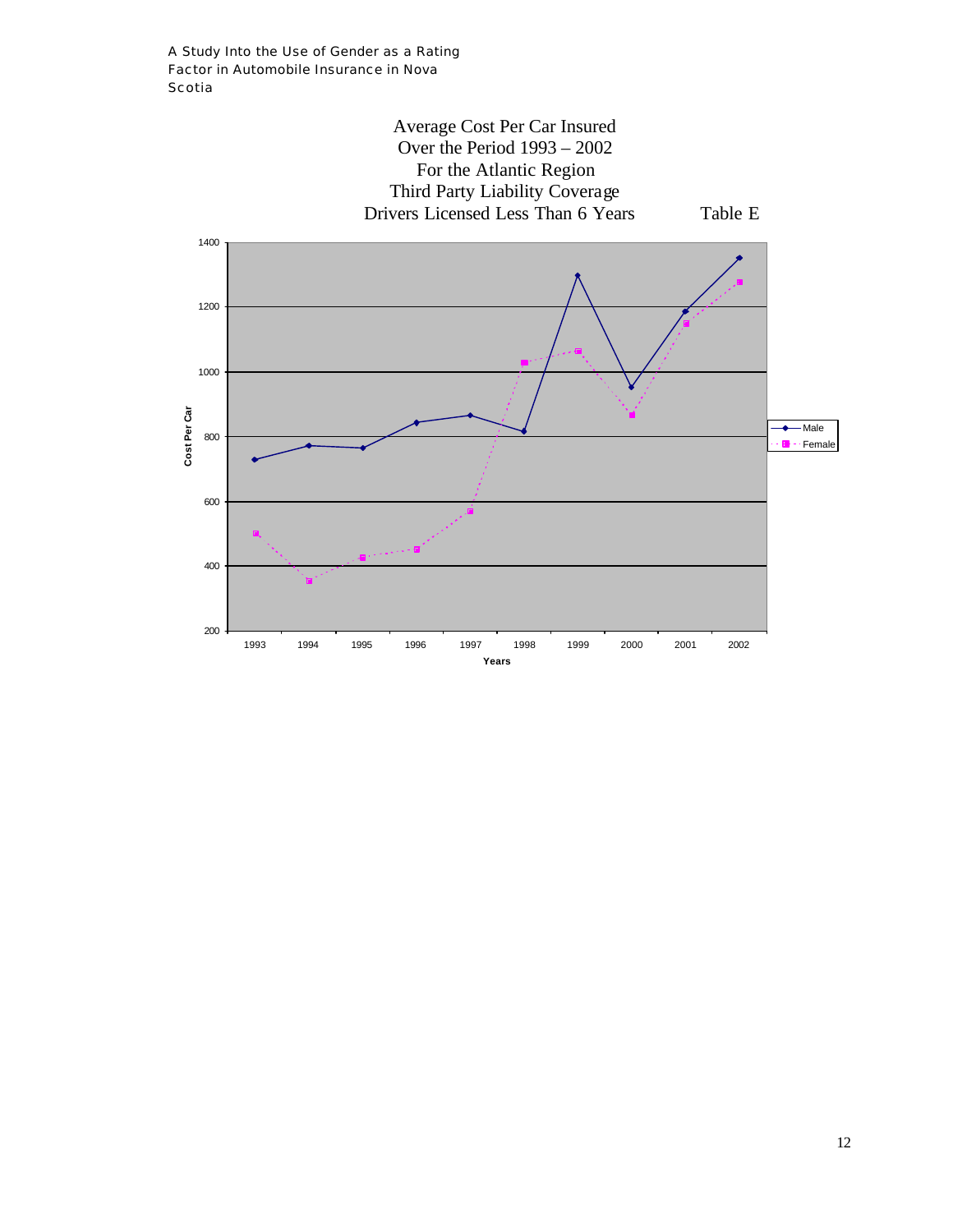Average Cost Per Car Insured
Over the Period 1993 – 2002
For the Atlantic Region
Third Party Liability Coverage
Drivers Licensed Less Than 6 Years

Table E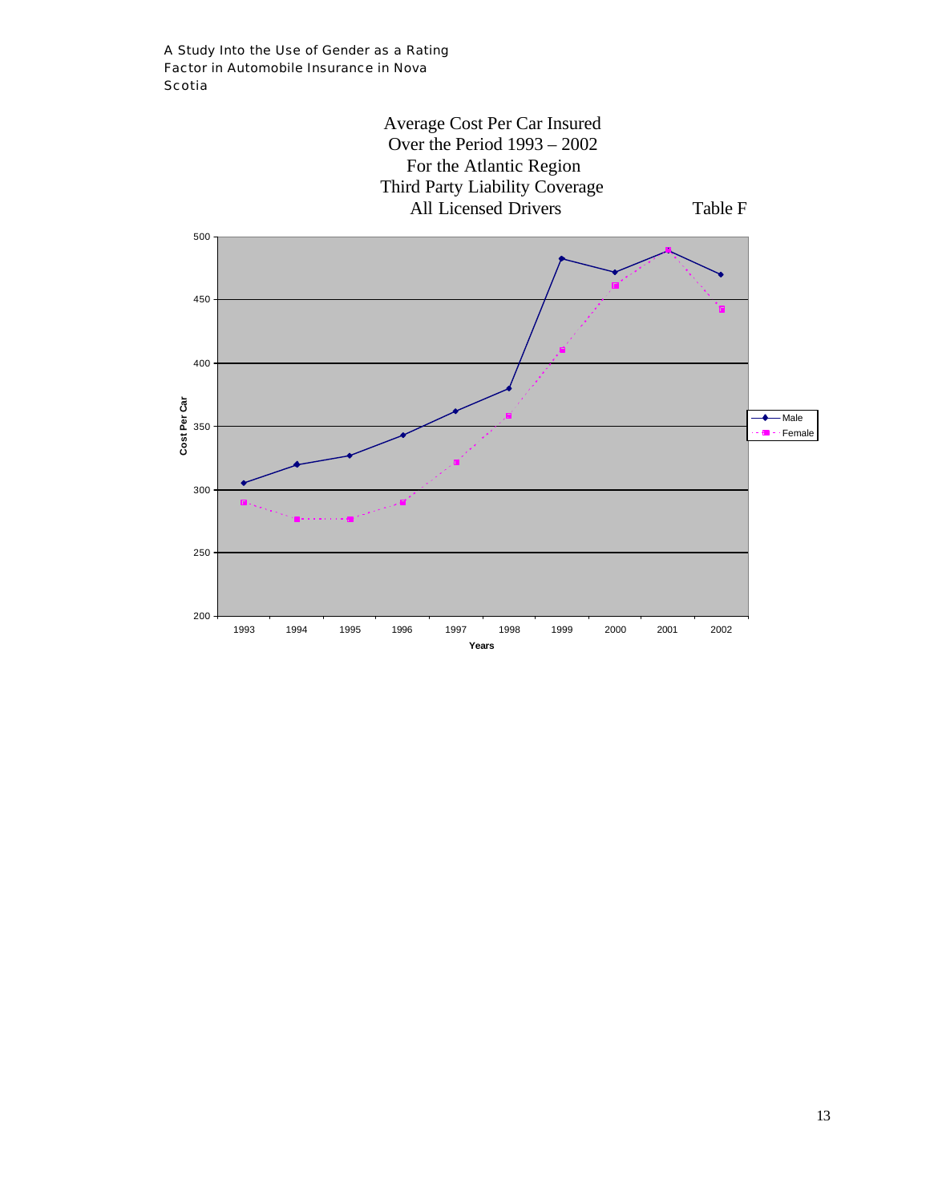Average Cost Per Car Insured
Over the Period 1993 – 2002
For the Atlantic Region
Third Party Liability Coverage
All Licensed Drivers

Table F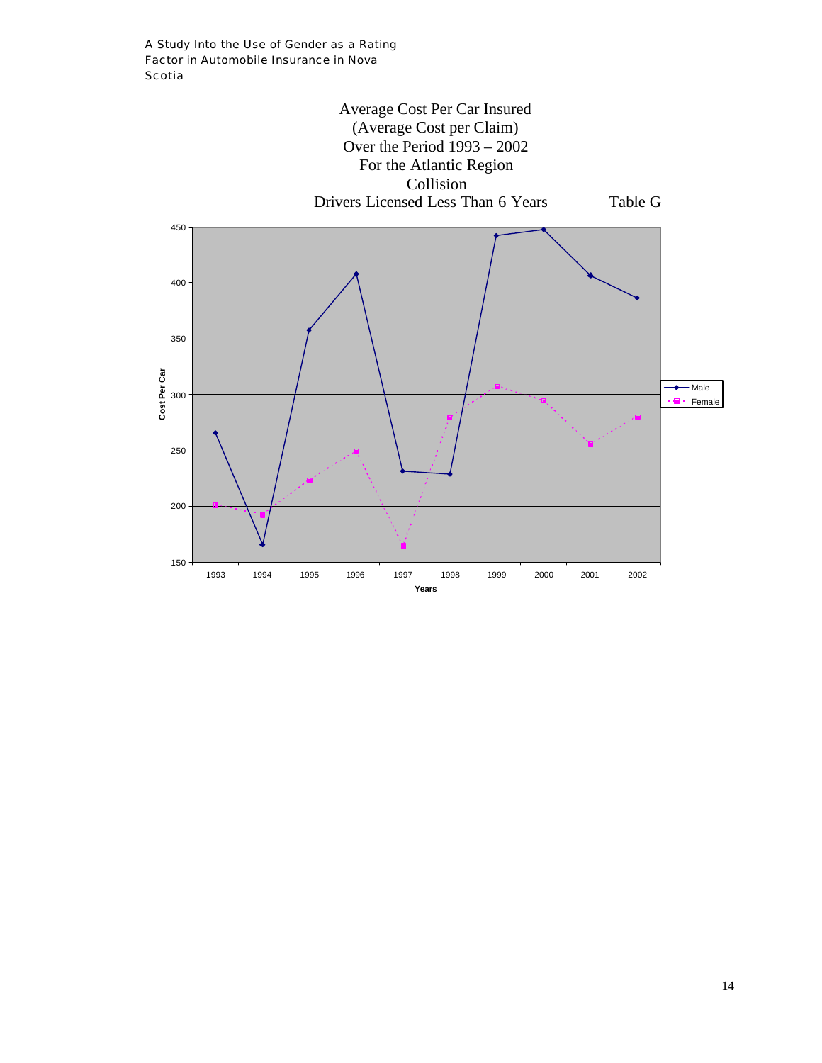Average Cost Per Car Insured
(Average Cost per Claim)
Over the Period 1993 – 2002
For the Atlantic Region
Collision
Drivers Licensed Less Than 6 Years

Table G

Cost Per Car

Years

Male

Female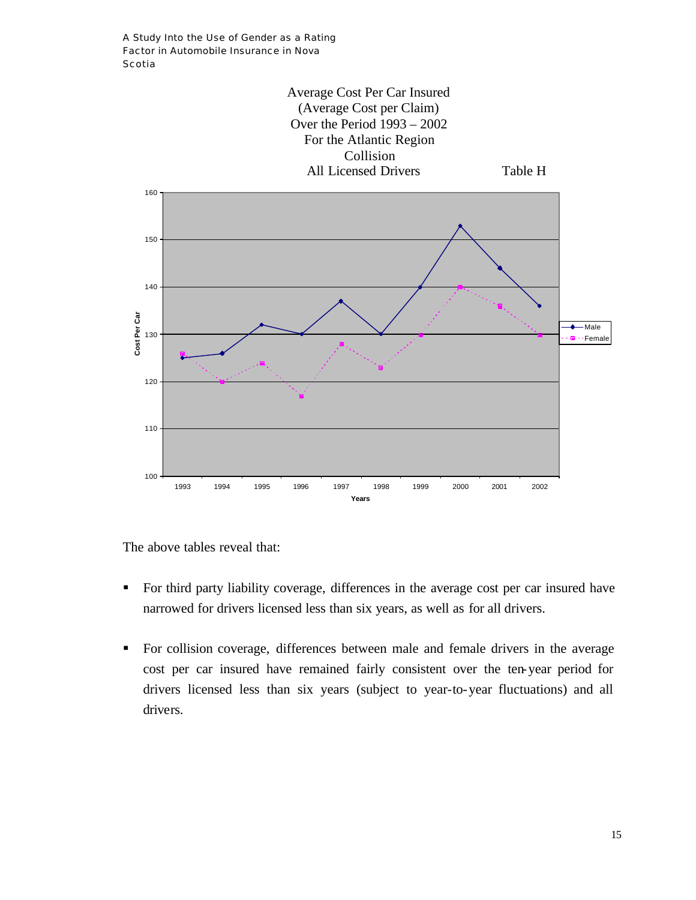Average Cost Per Car Insured
(Average Cost per Claim)
Over the Period 1993 – 2002
For the Atlantic Region
Collision
All Licensed Drivers

Table H

The above tables reveal that:

- For third party liability coverage, differences in the average cost per car insured have narrowed for drivers licensed less than six years, as well as for all drivers.

- For collision coverage, differences between male and female drivers in the average cost per car insured have remained fairly consistent over the ten-year period for drivers licensed less than six years (subject to year-to-year fluctuations) and all drivers.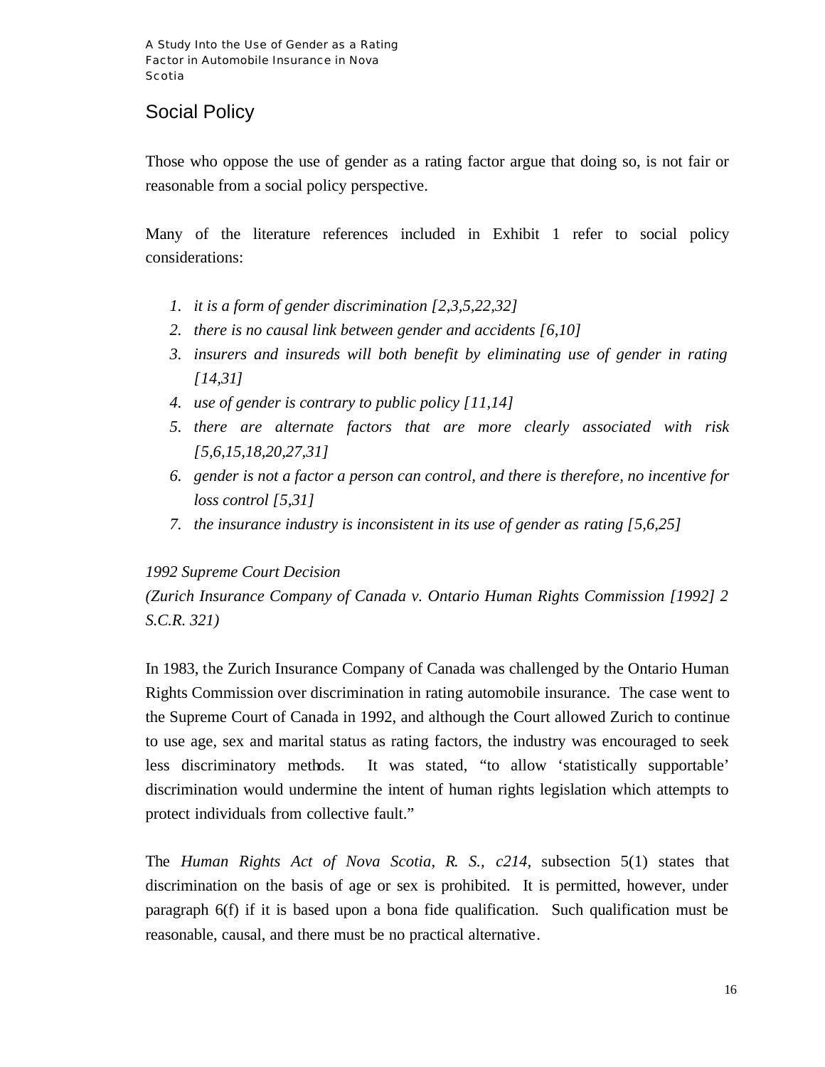## Social Policy

Those who oppose the use of gender as a rating factor argue that doing so, is not fair or reasonable from a social policy perspective.

Many of the literature references included in Exhibit 1 refer to social policy considerations:

1. *it is a form of gender discrimination [2,3,5,22,32]*
2. *there is no causal link between gender and accidents [6,10]*
3. *insurers and insureds will both benefit by eliminating use of gender in rating [14,31]*
4. *use of gender is contrary to public policy [11,14]*
5. *there are alternate factors that are more clearly associated with risk [5,6,15,18,20,27,31]*
6. *gender is not a factor a person can control, and there is therefore, no incentive for loss control [5,31]*
7. *the insurance industry is inconsistent in its use of gender as rating [5,6,25]*

*1992 Supreme Court Decision*
*(Zurich Insurance Company of Canada v. Ontario Human Rights Commission [1992] 2 S.C.R. 321)*

In 1983, the Zurich Insurance Company of Canada was challenged by the Ontario Human Rights Commission over discrimination in rating automobile insurance. The case went to the Supreme Court of Canada in 1992, and although the Court allowed Zurich to continue to use age, sex and marital status as rating factors, the industry was encouraged to seek less discriminatory methods. It was stated, "to allow 'statistically supportable' discrimination would undermine the intent of human rights legislation which attempts to protect individuals from collective fault."

The *Human Rights Act of Nova Scotia, R. S., c214,* subsection 5(1) states that discrimination on the basis of age or sex is prohibited. It is permitted, however, under paragraph 6(f) if it is based upon a bona fide qualification. Such qualification must be reasonable, causal, and there must be no practical alternative.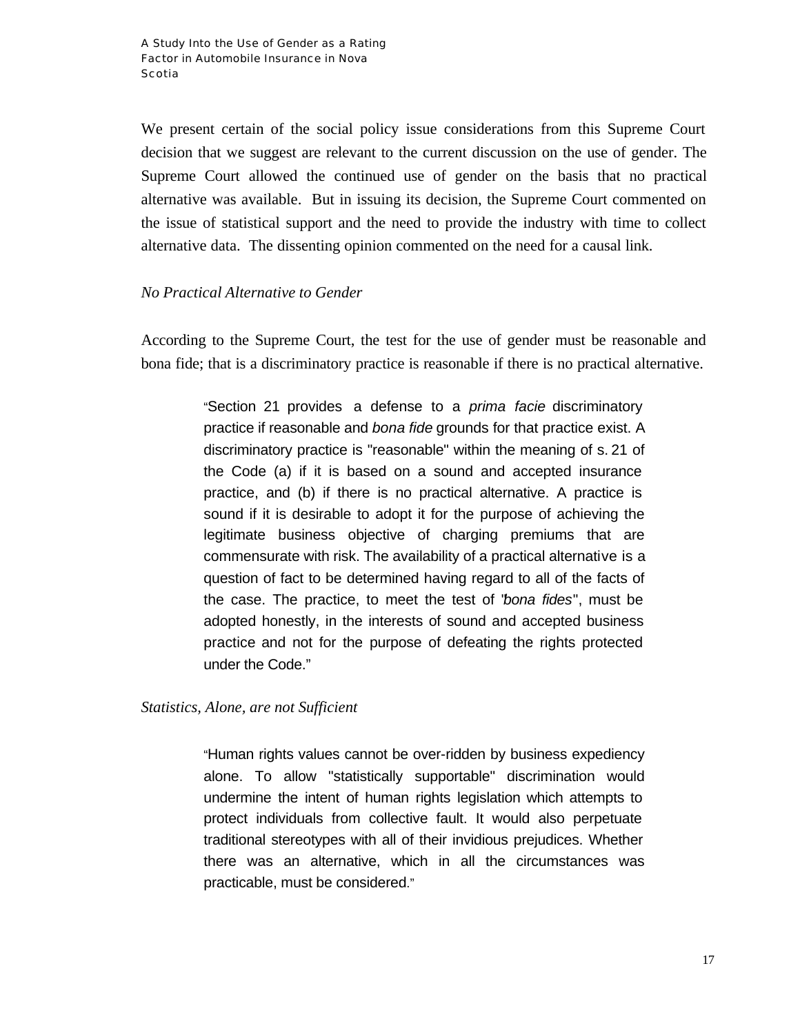We present certain of the social policy issue considerations from this Supreme Court decision that we suggest are relevant to the current discussion on the use of gender. The Supreme Court allowed the continued use of gender on the basis that no practical alternative was available. But in issuing its decision, the Supreme Court commented on the issue of statistical support and the need to provide the industry with time to collect alternative data. The dissenting opinion commented on the need for a causal link.

*No Practical Alternative to Gender*

According to the Supreme Court, the test for the use of gender must be reasonable and bona fide; that is a discriminatory practice is reasonable if there is no practical alternative.

> "Section 21 provides a defense to a *prima facie* discriminatory practice if reasonable and *bona fide* grounds for that practice exist. A discriminatory practice is "reasonable" within the meaning of s. 21 of the Code (a) if it is based on a sound and accepted insurance practice, and (b) if there is no practical alternative. A practice is sound if it is desirable to adopt it for the purpose of achieving the legitimate business objective of charging premiums that are commensurate with risk. The availability of a practical alternative is a question of fact to be determined having regard to all of the facts of the case. The practice, to meet the test of "*bona fides*", must be adopted honestly, in the interests of sound and accepted business practice and not for the purpose of defeating the rights protected under the Code."

*Statistics, Alone, are not Sufficient*

> "Human rights values cannot be over-ridden by business expediency alone. To allow "statistically supportable" discrimination would undermine the intent of human rights legislation which attempts to protect individuals from collective fault. It would also perpetuate traditional stereotypes with all of their invidious prejudices. Whether there was an alternative, which in all the circumstances was practicable, must be considered."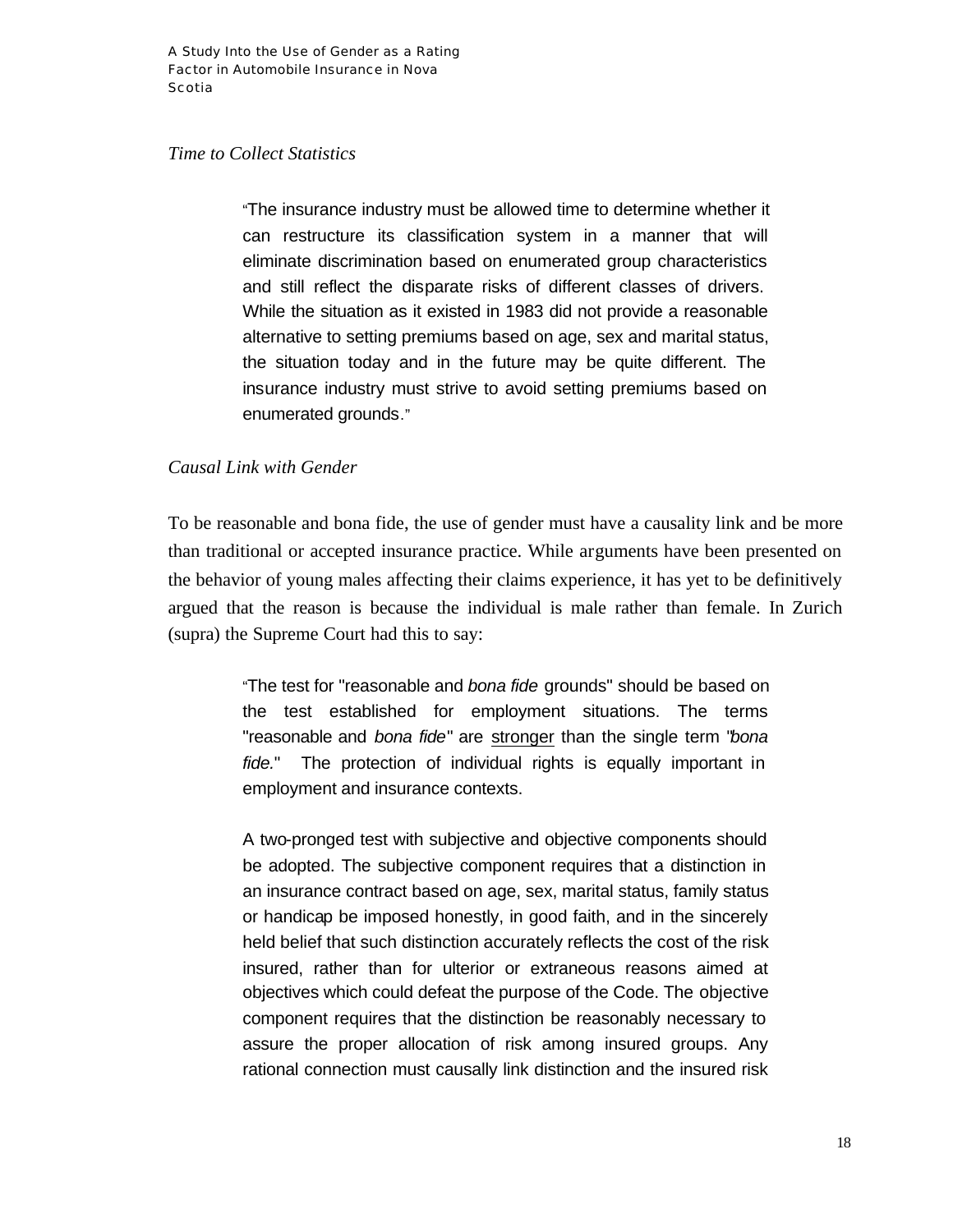*Time to Collect Statistics*

> "The insurance industry must be allowed time to determine whether it can restructure its classification system in a manner that will eliminate discrimination based on enumerated group characteristics and still reflect the disparate risks of different classes of drivers. While the situation as it existed in 1983 did not provide a reasonable alternative to setting premiums based on age, sex and marital status, the situation today and in the future may be quite different. The insurance industry must strive to avoid setting premiums based on enumerated grounds."

*Causal Link with Gender*

To be reasonable and bona fide, the use of gender must have a causality link and be more than traditional or accepted insurance practice. While arguments have been presented on the behavior of young males affecting their claims experience, it has yet to be definitively argued that the reason is because the individual is male rather than female. In Zurich (supra) the Supreme Court had this to say:

> "The test for "reasonable and *bona fide* grounds" should be based on the test established for employment situations. The terms "reasonable and *bona fide*" are <u>stronger</u> than the single term "*bona fide.*" The protection of individual rights is equally important in employment and insurance contexts.
>
> A two-pronged test with subjective and objective components should be adopted. The subjective component requires that a distinction in an insurance contract based on age, sex, marital status, family status or handicap be imposed honestly, in good faith, and in the sincerely held belief that such distinction accurately reflects the cost of the risk insured, rather than for ulterior or extraneous reasons aimed at objectives which could defeat the purpose of the Code. The objective component requires that the distinction be reasonably necessary to assure the proper allocation of risk among insured groups. Any rational connection must causally link distinction and the insured risk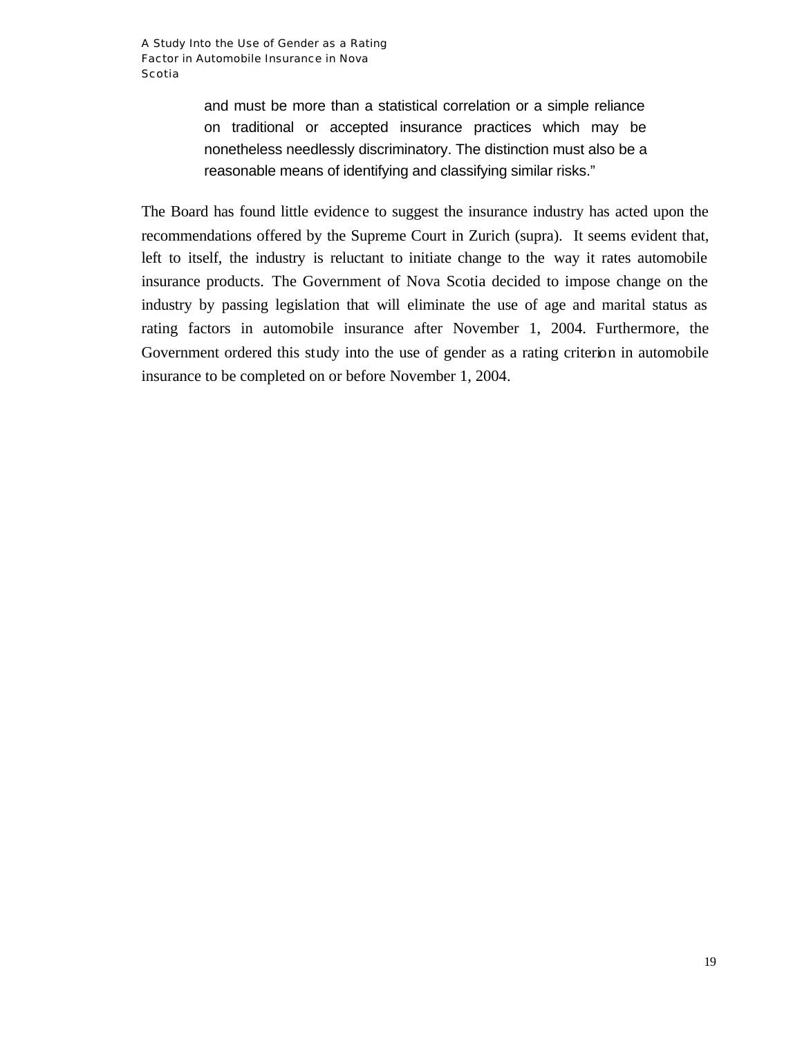> and must be more than a statistical correlation or a simple reliance on traditional or accepted insurance practices which may be nonetheless needlessly discriminatory. The distinction must also be a reasonable means of identifying and classifying similar risks."

The Board has found little evidence to suggest the insurance industry has acted upon the recommendations offered by the Supreme Court in Zurich (supra). It seems evident that, left to itself, the industry is reluctant to initiate change to the way it rates automobile insurance products. The Government of Nova Scotia decided to impose change on the industry by passing legislation that will eliminate the use of age and marital status as rating factors in automobile insurance after November 1, 2004. Furthermore, the Government ordered this study into the use of gender as a rating criterion in automobile insurance to be completed on or before November 1, 2004.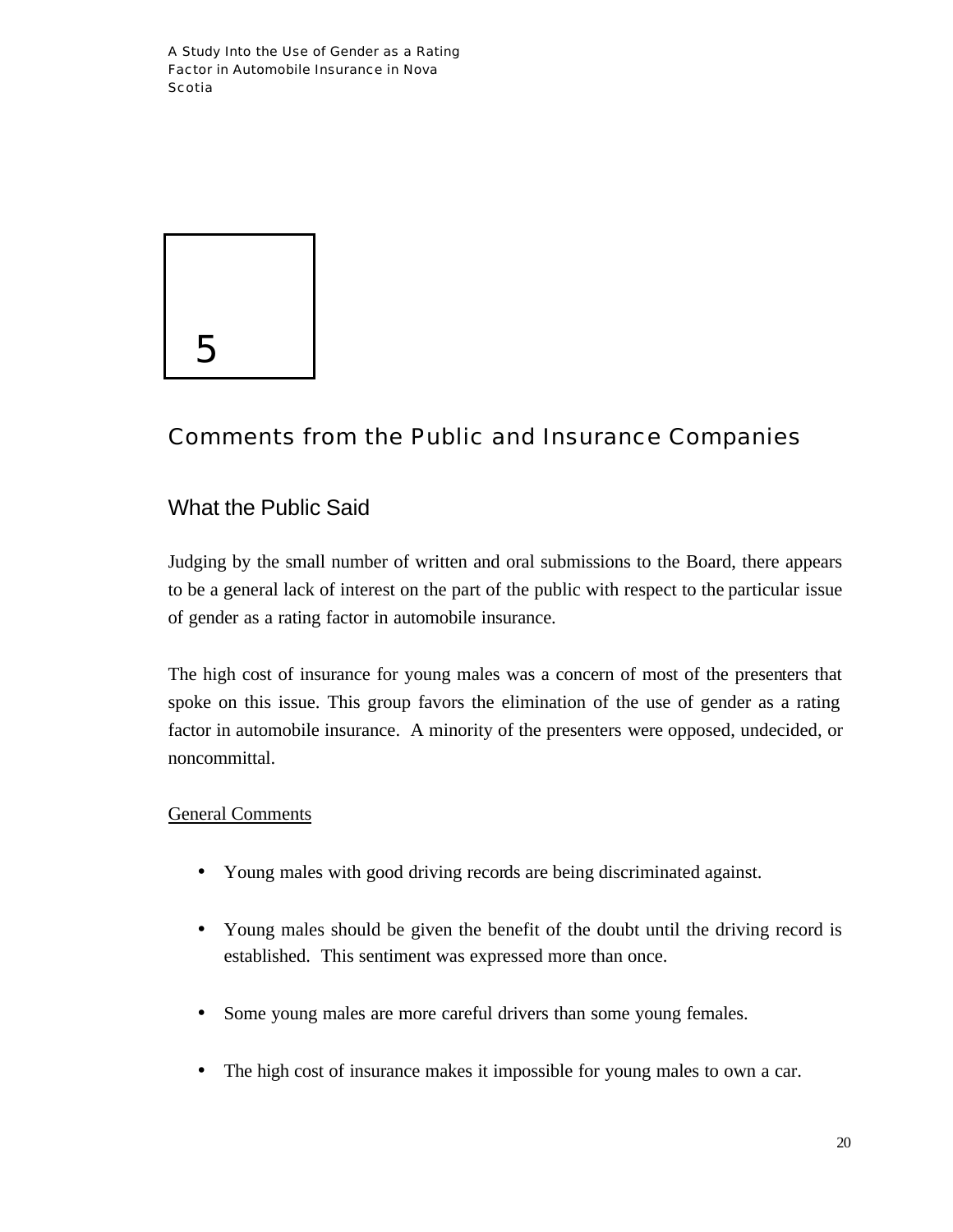# 5

# Comments from the Public and Insurance Companies

## What the Public Said

Judging by the small number of written and oral submissions to the Board, there appears to be a general lack of interest on the part of the public with respect to the particular issue of gender as a rating factor in automobile insurance.

The high cost of insurance for young males was a concern of most of the presenters that spoke on this issue. This group favors the elimination of the use of gender as a rating factor in automobile insurance. A minority of the presenters were opposed, undecided, or noncommittal.

<u>General Comments</u>

- Young males with good driving records are being discriminated against.
- Young males should be given the benefit of the doubt until the driving record is established. This sentiment was expressed more than once.
- Some young males are more careful drivers than some young females.
- The high cost of insurance makes it impossible for young males to own a car.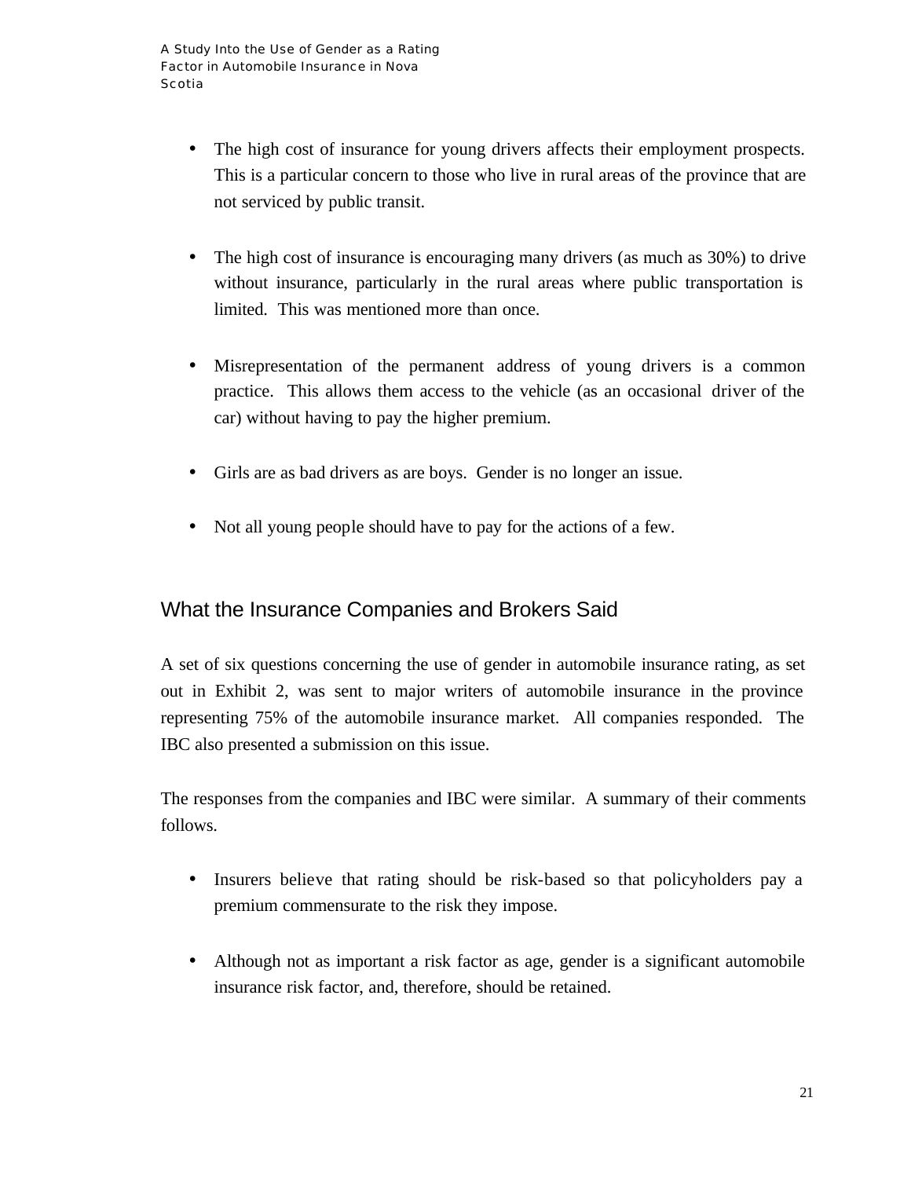- The high cost of insurance for young drivers affects their employment prospects. This is a particular concern to those who live in rural areas of the province that are not serviced by public transit.

- The high cost of insurance is encouraging many drivers (as much as 30%) to drive without insurance, particularly in the rural areas where public transportation is limited. This was mentioned more than once.

- Misrepresentation of the permanent address of young drivers is a common practice. This allows them access to the vehicle (as an occasional driver of the car) without having to pay the higher premium.

- Girls are as bad drivers as are boys. Gender is no longer an issue.

- Not all young people should have to pay for the actions of a few.

## What the Insurance Companies and Brokers Said

A set of six questions concerning the use of gender in automobile insurance rating, as set out in Exhibit 2, was sent to major writers of automobile insurance in the province representing 75% of the automobile insurance market. All companies responded. The IBC also presented a submission on this issue.

The responses from the companies and IBC were similar. A summary of their comments follows.

- Insurers believe that rating should be risk-based so that policyholders pay a premium commensurate to the risk they impose.

- Although not as important a risk factor as age, gender is a significant automobile insurance risk factor, and, therefore, should be retained.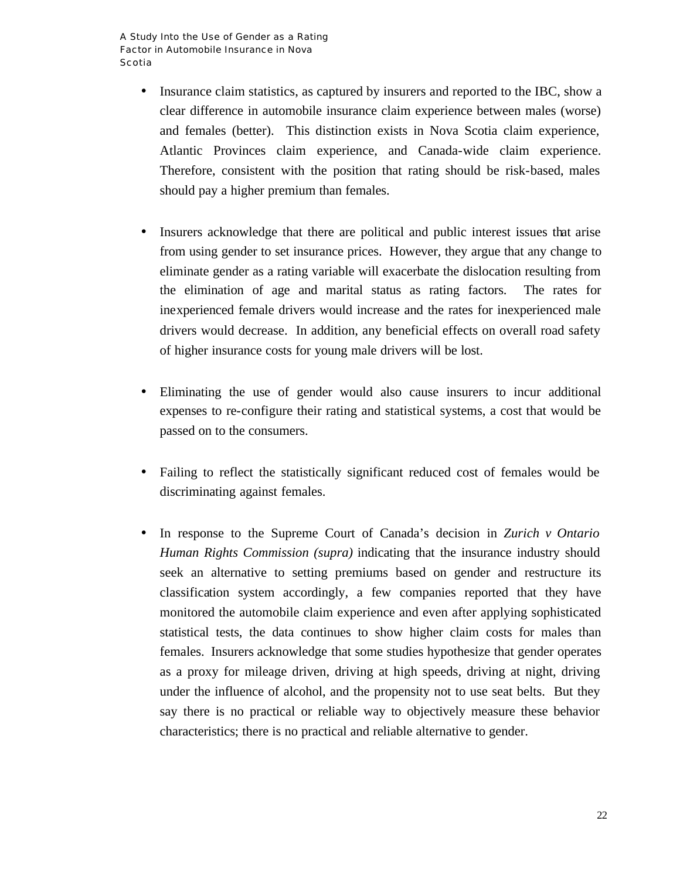- Insurance claim statistics, as captured by insurers and reported to the IBC, show a clear difference in automobile insurance claim experience between males (worse) and females (better). This distinction exists in Nova Scotia claim experience, Atlantic Provinces claim experience, and Canada-wide claim experience. Therefore, consistent with the position that rating should be risk-based, males should pay a higher premium than females.

- Insurers acknowledge that there are political and public interest issues that arise from using gender to set insurance prices. However, they argue that any change to eliminate gender as a rating variable will exacerbate the dislocation resulting from the elimination of age and marital status as rating factors. The rates for inexperienced female drivers would increase and the rates for inexperienced male drivers would decrease. In addition, any beneficial effects on overall road safety of higher insurance costs for young male drivers will be lost.

- Eliminating the use of gender would also cause insurers to incur additional expenses to re-configure their rating and statistical systems, a cost that would be passed on to the consumers.

- Failing to reflect the statistically significant reduced cost of females would be discriminating against females.

- In response to the Supreme Court of Canada's decision in *Zurich v Ontario Human Rights Commission (supra)* indicating that the insurance industry should seek an alternative to setting premiums based on gender and restructure its classification system accordingly, a few companies reported that they have monitored the automobile claim experience and even after applying sophisticated statistical tests, the data continues to show higher claim costs for males than females. Insurers acknowledge that some studies hypothesize that gender operates as a proxy for mileage driven, driving at high speeds, driving at night, driving under the influence of alcohol, and the propensity not to use seat belts. But they say there is no practical or reliable way to objectively measure these behavior characteristics; there is no practical and reliable alternative to gender.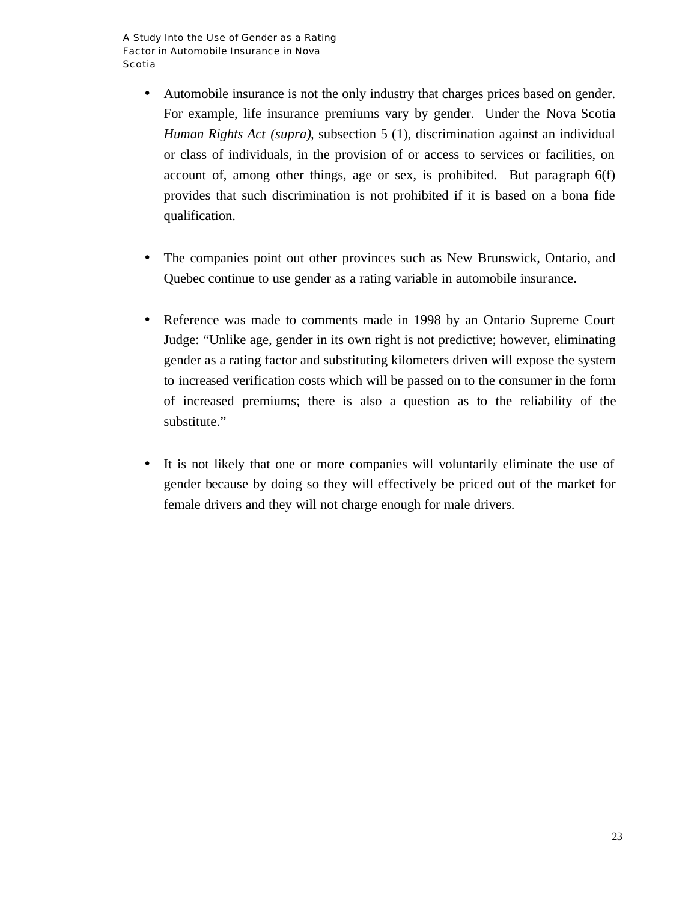- Automobile insurance is not the only industry that charges prices based on gender. For example, life insurance premiums vary by gender. Under the Nova Scotia *Human Rights Act (supra),* subsection 5 (1), discrimination against an individual or class of individuals, in the provision of or access to services or facilities, on account of, among other things, age or sex, is prohibited. But paragraph 6(f) provides that such discrimination is not prohibited if it is based on a bona fide qualification.

- The companies point out other provinces such as New Brunswick, Ontario, and Quebec continue to use gender as a rating variable in automobile insurance.

- Reference was made to comments made in 1998 by an Ontario Supreme Court Judge: "Unlike age, gender in its own right is not predictive; however, eliminating gender as a rating factor and substituting kilometers driven will expose the system to increased verification costs which will be passed on to the consumer in the form of increased premiums; there is also a question as to the reliability of the substitute."

- It is not likely that one or more companies will voluntarily eliminate the use of gender because by doing so they will effectively be priced out of the market for female drivers and they will not charge enough for male drivers.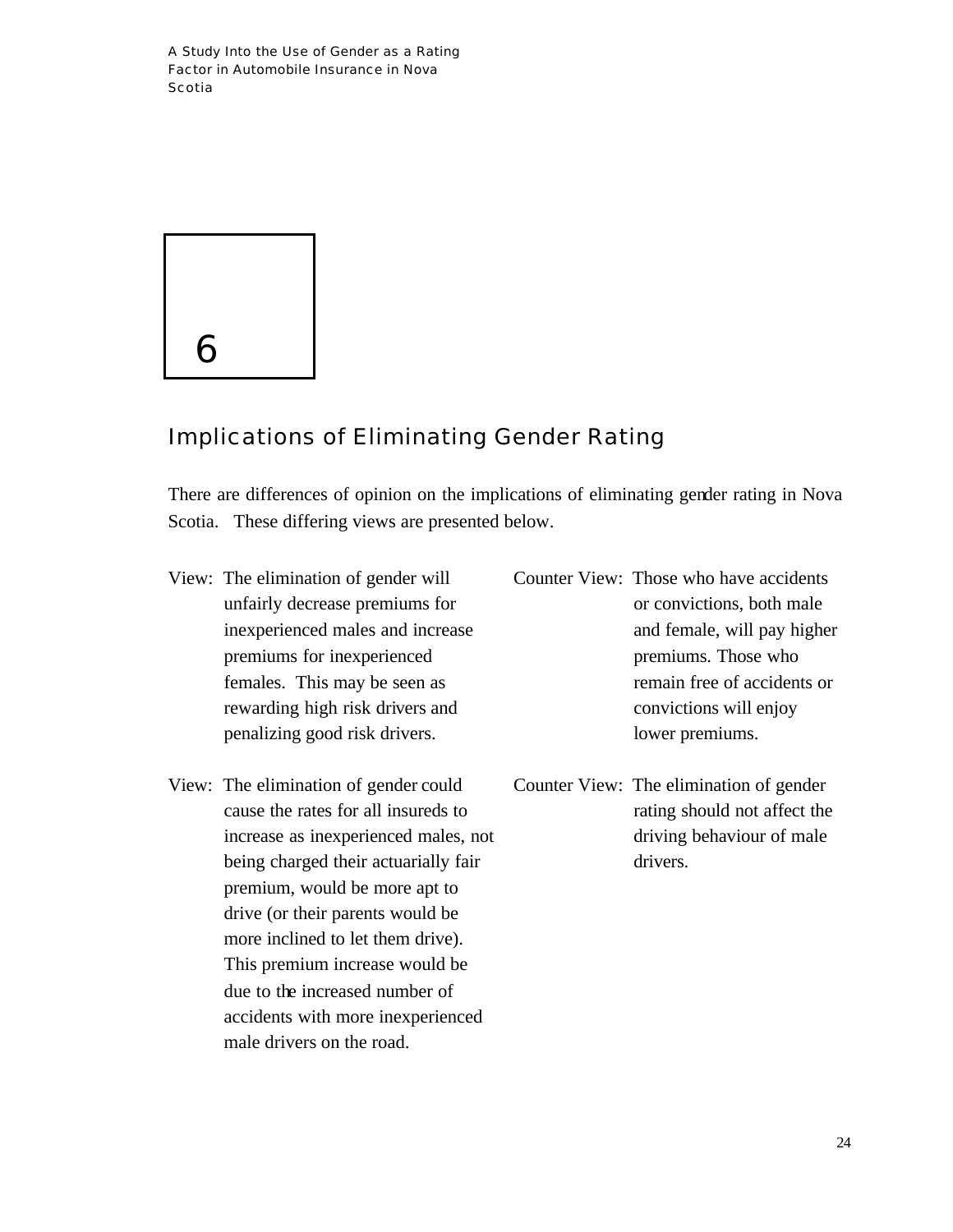# 6

## Implications of Eliminating Gender Rating

There are differences of opinion on the implications of eliminating gender rating in Nova Scotia. These differing views are presented below.

View: The elimination of gender will unfairly decrease premiums for inexperienced males and increase premiums for inexperienced females. This may be seen as rewarding high risk drivers and penalizing good risk drivers.

Counter View: Those who have accidents or convictions, both male and female, will pay higher premiums. Those who remain free of accidents or convictions will enjoy lower premiums.

View: The elimination of gender could cause the rates for all insureds to increase as inexperienced males, not being charged their actuarially fair premium, would be more apt to drive (or their parents would be more inclined to let them drive). This premium increase would be due to the increased number of accidents with more inexperienced male drivers on the road.

Counter View: The elimination of gender rating should not affect the driving behaviour of male drivers.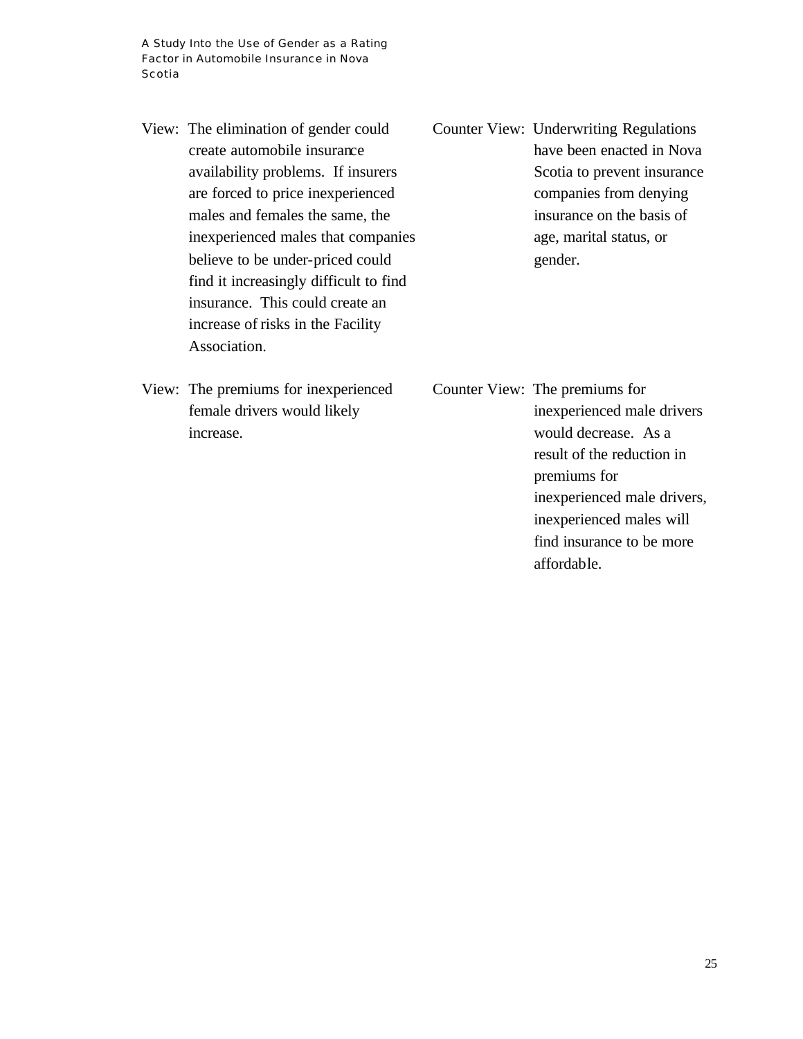View: The elimination of gender could create automobile insurance availability problems. If insurers are forced to price inexperienced males and females the same, the inexperienced males that companies believe to be under-priced could find it increasingly difficult to find insurance. This could create an increase of risks in the Facility Association.

Counter View: Underwriting Regulations have been enacted in Nova Scotia to prevent insurance companies from denying insurance on the basis of age, marital status, or gender.

View: The premiums for inexperienced female drivers would likely increase.

Counter View: The premiums for inexperienced male drivers would decrease. As a result of the reduction in premiums for inexperienced male drivers, inexperienced males will find insurance to be more affordable.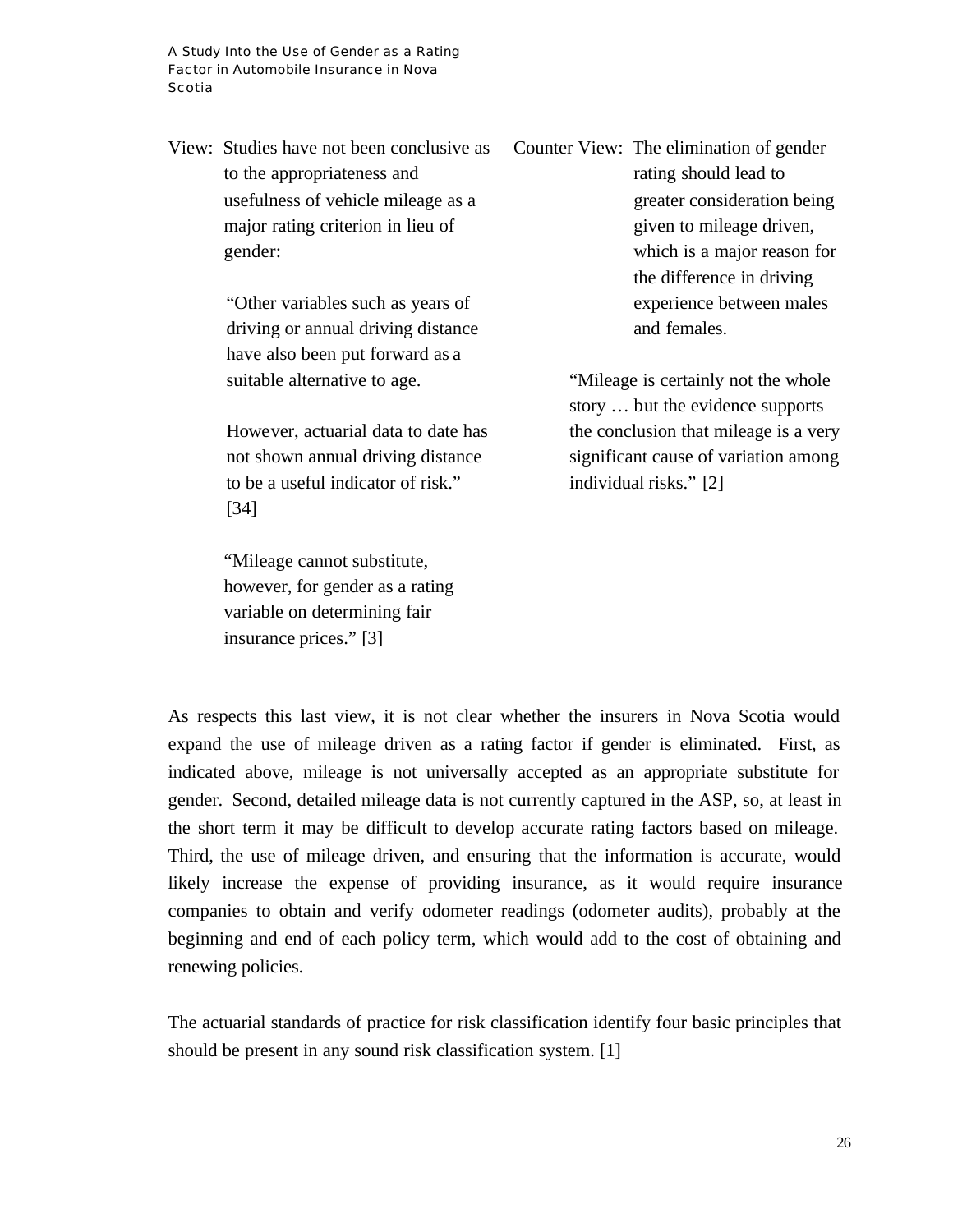View: Studies have not been conclusive as to the appropriateness and usefulness of vehicle mileage as a major rating criterion in lieu of gender:

> "Other variables such as years of driving or annual driving distance have also been put forward as a suitable alternative to age.
>
> However, actuarial data to date has not shown annual driving distance to be a useful indicator of risk." [34]

> "Mileage cannot substitute, however, for gender as a rating variable on determining fair insurance prices." [3]

Counter View: The elimination of gender rating should lead to greater consideration being given to mileage driven, which is a major reason for the difference in driving experience between males and females.

> "Mileage is certainly not the whole story … but the evidence supports the conclusion that mileage is a very significant cause of variation among individual risks." [2]

As respects this last view, it is not clear whether the insurers in Nova Scotia would expand the use of mileage driven as a rating factor if gender is eliminated. First, as indicated above, mileage is not universally accepted as an appropriate substitute for gender. Second, detailed mileage data is not currently captured in the ASP, so, at least in the short term it may be difficult to develop accurate rating factors based on mileage. Third, the use of mileage driven, and ensuring that the information is accurate, would likely increase the expense of providing insurance, as it would require insurance companies to obtain and verify odometer readings (odometer audits), probably at the beginning and end of each policy term, which would add to the cost of obtaining and renewing policies.

The actuarial standards of practice for risk classification identify four basic principles that should be present in any sound risk classification system. [1]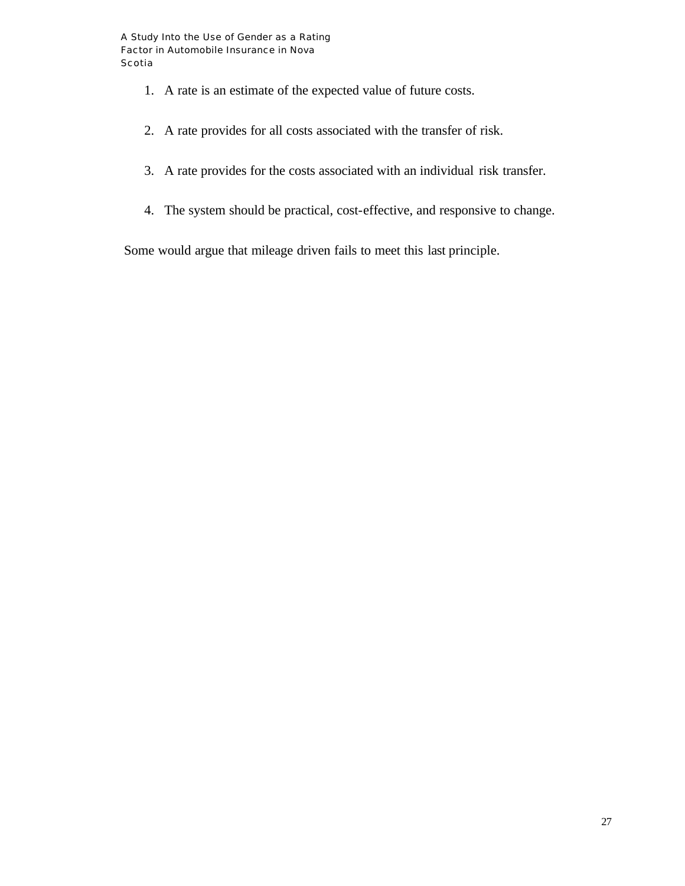1. A rate is an estimate of the expected value of future costs.

2. A rate provides for all costs associated with the transfer of risk.

3. A rate provides for the costs associated with an individual risk transfer.

4. The system should be practical, cost-effective, and responsive to change.

Some would argue that mileage driven fails to meet this last principle.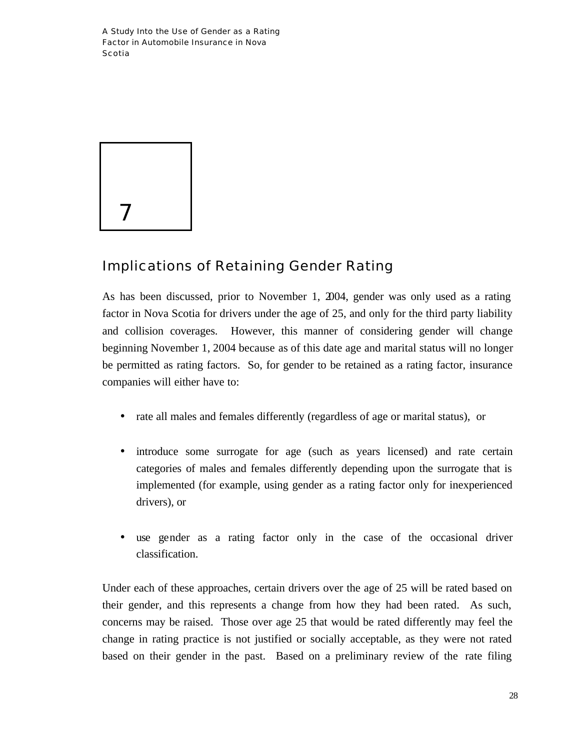# 7

## Implications of Retaining Gender Rating

As has been discussed, prior to November 1, 2004, gender was only used as a rating factor in Nova Scotia for drivers under the age of 25, and only for the third party liability and collision coverages. However, this manner of considering gender will change beginning November 1, 2004 because as of this date age and marital status will no longer be permitted as rating factors. So, for gender to be retained as a rating factor, insurance companies will either have to:

- rate all males and females differently (regardless of age or marital status), or
- introduce some surrogate for age (such as years licensed) and rate certain categories of males and females differently depending upon the surrogate that is implemented (for example, using gender as a rating factor only for inexperienced drivers), or
- use gender as a rating factor only in the case of the occasional driver classification.

Under each of these approaches, certain drivers over the age of 25 will be rated based on their gender, and this represents a change from how they had been rated. As such, concerns may be raised. Those over age 25 that would be rated differently may feel the change in rating practice is not justified or socially acceptable, as they were not rated based on their gender in the past. Based on a preliminary review of the rate filing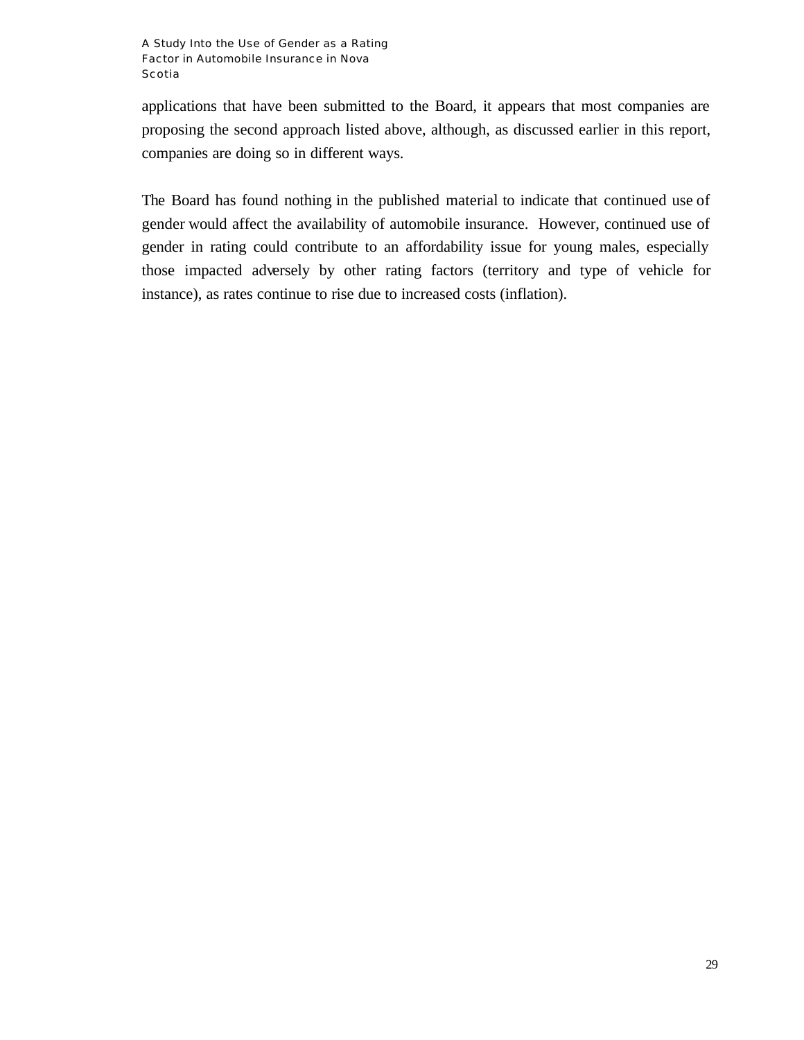applications that have been submitted to the Board, it appears that most companies are proposing the second approach listed above, although, as discussed earlier in this report, companies are doing so in different ways.

The Board has found nothing in the published material to indicate that continued use of gender would affect the availability of automobile insurance. However, continued use of gender in rating could contribute to an affordability issue for young males, especially those impacted adversely by other rating factors (territory and type of vehicle for instance), as rates continue to rise due to increased costs (inflation).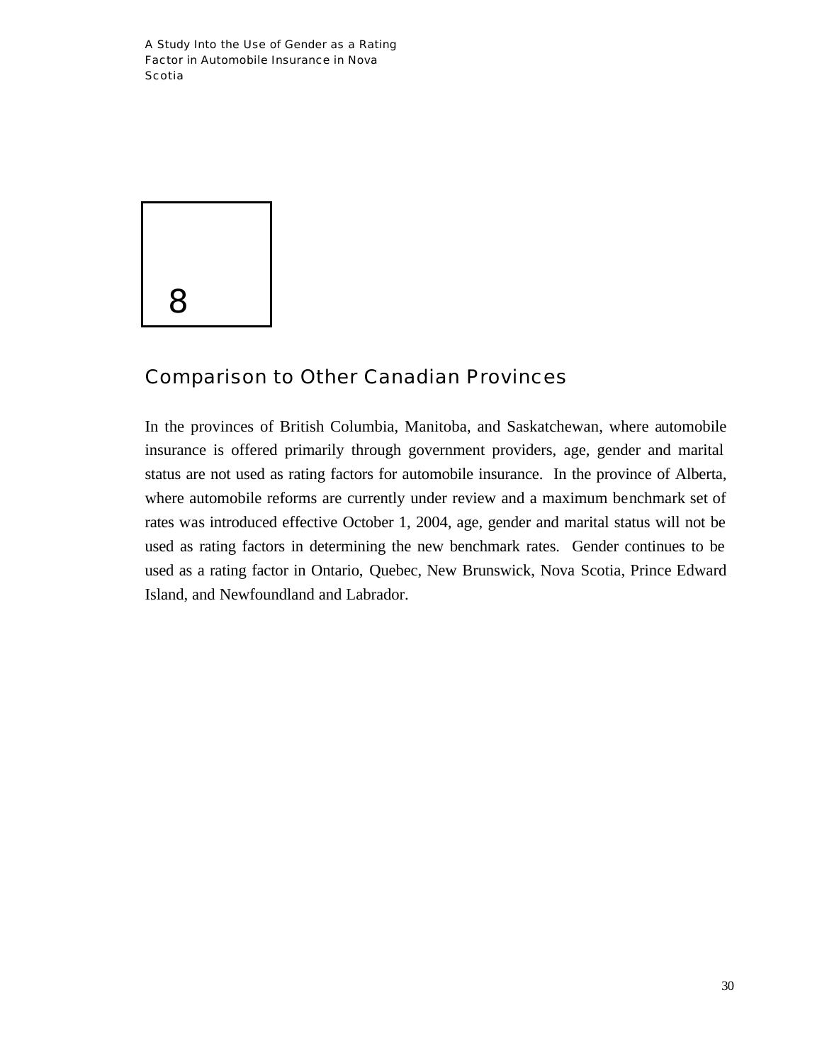# 8

## Comparison to Other Canadian Provinces

In the provinces of British Columbia, Manitoba, and Saskatchewan, where automobile insurance is offered primarily through government providers, age, gender and marital status are not used as rating factors for automobile insurance. In the province of Alberta, where automobile reforms are currently under review and a maximum benchmark set of rates was introduced effective October 1, 2004, age, gender and marital status will not be used as rating factors in determining the new benchmark rates. Gender continues to be used as a rating factor in Ontario, Quebec, New Brunswick, Nova Scotia, Prince Edward Island, and Newfoundland and Labrador.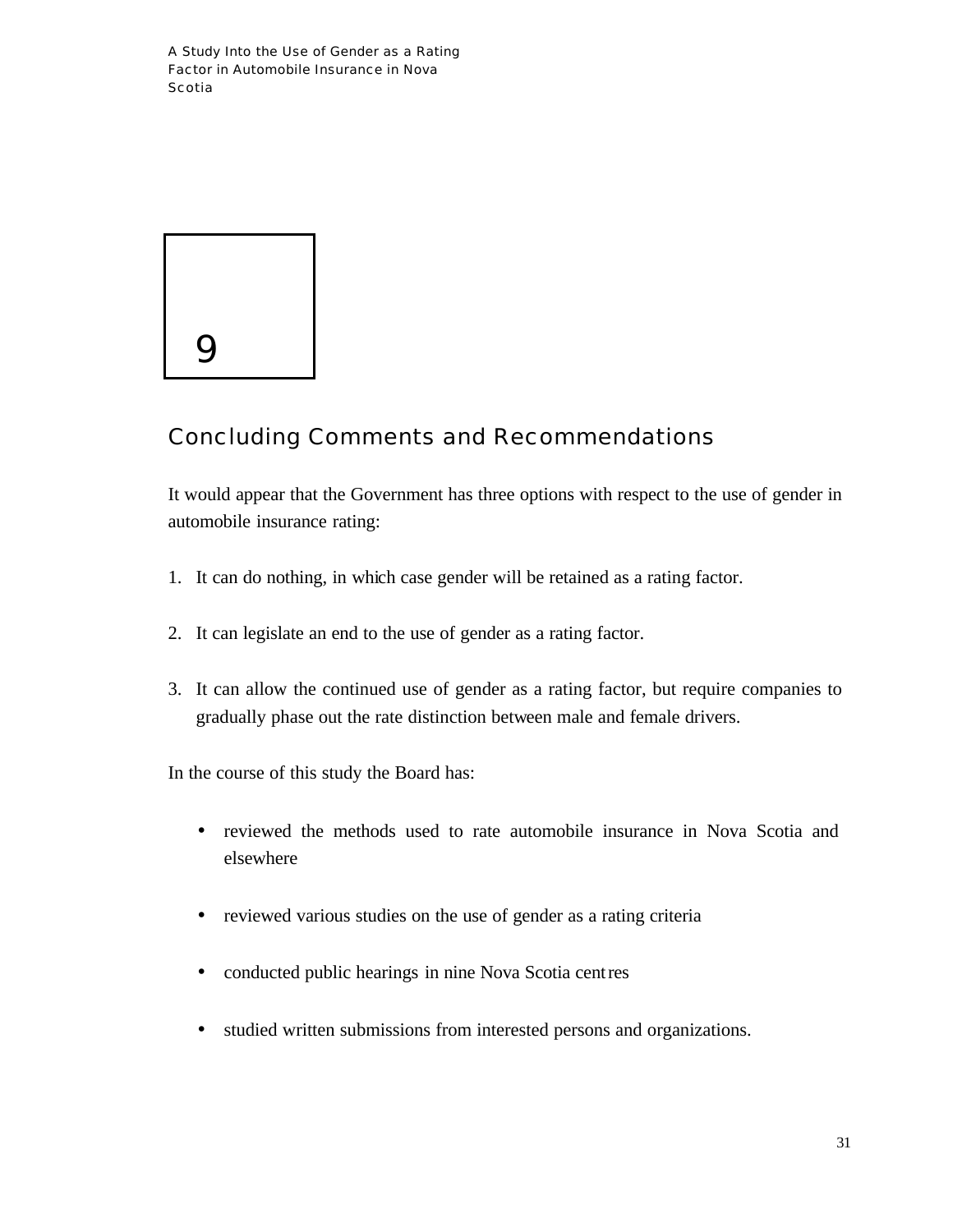# 9

## Concluding Comments and Recommendations

It would appear that the Government has three options with respect to the use of gender in automobile insurance rating:

1. It can do nothing, in which case gender will be retained as a rating factor.

2. It can legislate an end to the use of gender as a rating factor.

3. It can allow the continued use of gender as a rating factor, but require companies to gradually phase out the rate distinction between male and female drivers.

In the course of this study the Board has:

- reviewed the methods used to rate automobile insurance in Nova Scotia and elsewhere

- reviewed various studies on the use of gender as a rating criteria

- conducted public hearings in nine Nova Scotia centres

- studied written submissions from interested persons and organizations.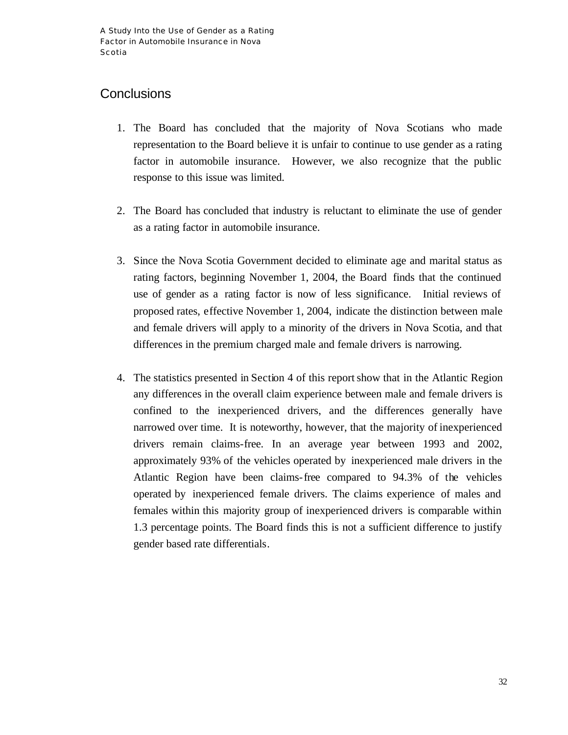## Conclusions

1. The Board has concluded that the majority of Nova Scotians who made representation to the Board believe it is unfair to continue to use gender as a rating factor in automobile insurance. However, we also recognize that the public response to this issue was limited.

2. The Board has concluded that industry is reluctant to eliminate the use of gender as a rating factor in automobile insurance.

3. Since the Nova Scotia Government decided to eliminate age and marital status as rating factors, beginning November 1, 2004, the Board finds that the continued use of gender as a rating factor is now of less significance. Initial reviews of proposed rates, effective November 1, 2004, indicate the distinction between male and female drivers will apply to a minority of the drivers in Nova Scotia, and that differences in the premium charged male and female drivers is narrowing.

4. The statistics presented in Section 4 of this report show that in the Atlantic Region any differences in the overall claim experience between male and female drivers is confined to the inexperienced drivers, and the differences generally have narrowed over time. It is noteworthy, however, that the majority of inexperienced drivers remain claims-free. In an average year between 1993 and 2002, approximately 93% of the vehicles operated by inexperienced male drivers in the Atlantic Region have been claims-free compared to 94.3% of the vehicles operated by inexperienced female drivers. The claims experience of males and females within this majority group of inexperienced drivers is comparable within 1.3 percentage points. The Board finds this is not a sufficient difference to justify gender based rate differentials.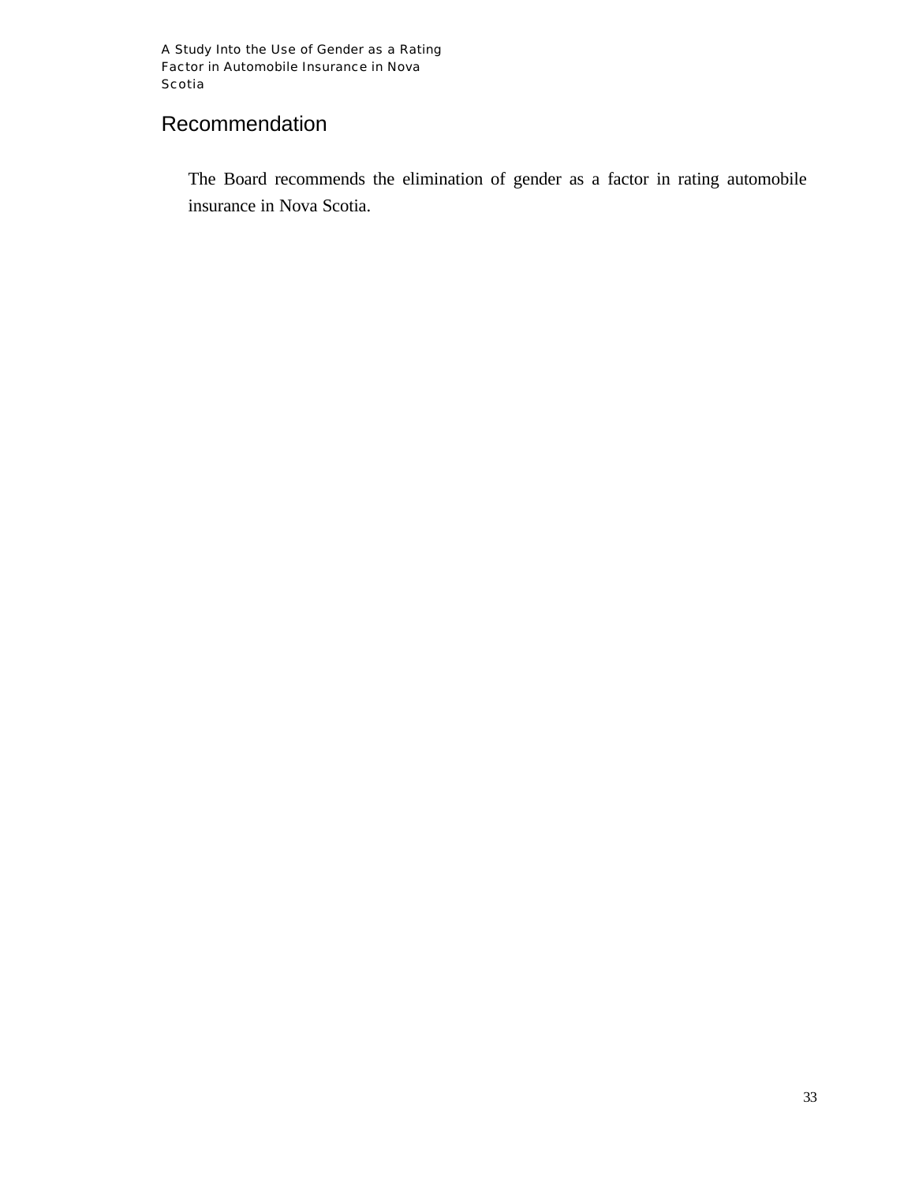## Recommendation

The Board recommends the elimination of gender as a factor in rating automobile insurance in Nova Scotia.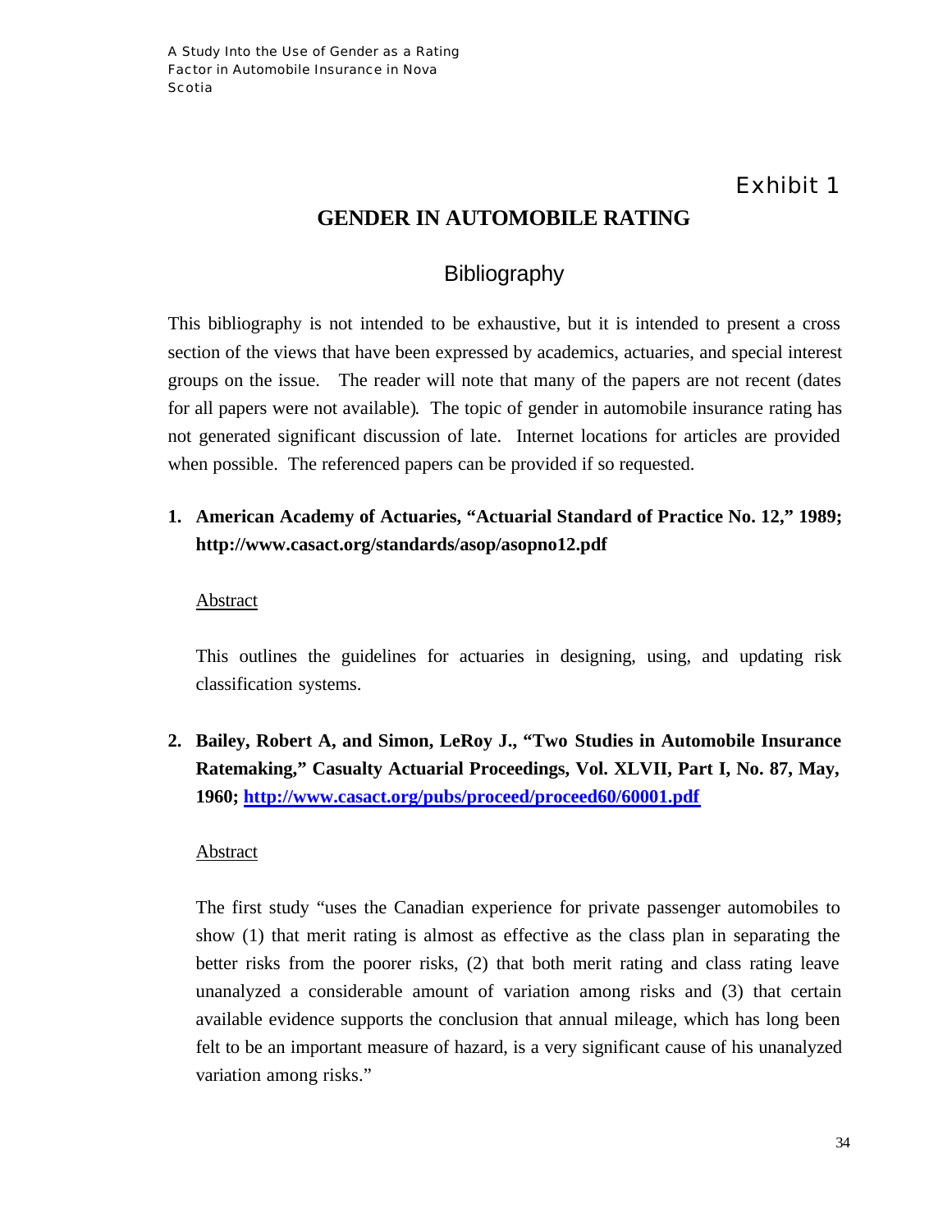Exhibit 1

## GENDER IN AUTOMOBILE RATING

### Bibliography

This bibliography is not intended to be exhaustive, but it is intended to present a cross section of the views that have been expressed by academics, actuaries, and special interest groups on the issue. The reader will note that many of the papers are not recent (dates for all papers were not available). The topic of gender in automobile insurance rating has not generated significant discussion of late. Internet locations for articles are provided when possible. The referenced papers can be provided if so requested.

1. **American Academy of Actuaries, "Actuarial Standard of Practice No. 12," 1989; http://www.casact.org/standards/asop/asopno12.pdf**

   Abstract

   This outlines the guidelines for actuaries in designing, using, and updating risk classification systems.

2. **Bailey, Robert A, and Simon, LeRoy J., "Two Studies in Automobile Insurance Ratemaking," Casualty Actuarial Proceedings, Vol. XLVII, Part I, No. 87, May, 1960; http://www.casact.org/pubs/proceed/proceed60/60001.pdf**

   Abstract

   The first study "uses the Canadian experience for private passenger automobiles to show (1) that merit rating is almost as effective as the class plan in separating the better risks from the poorer risks, (2) that both merit rating and class rating leave unanalyzed a considerable amount of variation among risks and (3) that certain available evidence supports the conclusion that annual mileage, which has long been felt to be an important measure of hazard, is a very significant cause of his unanalyzed variation among risks."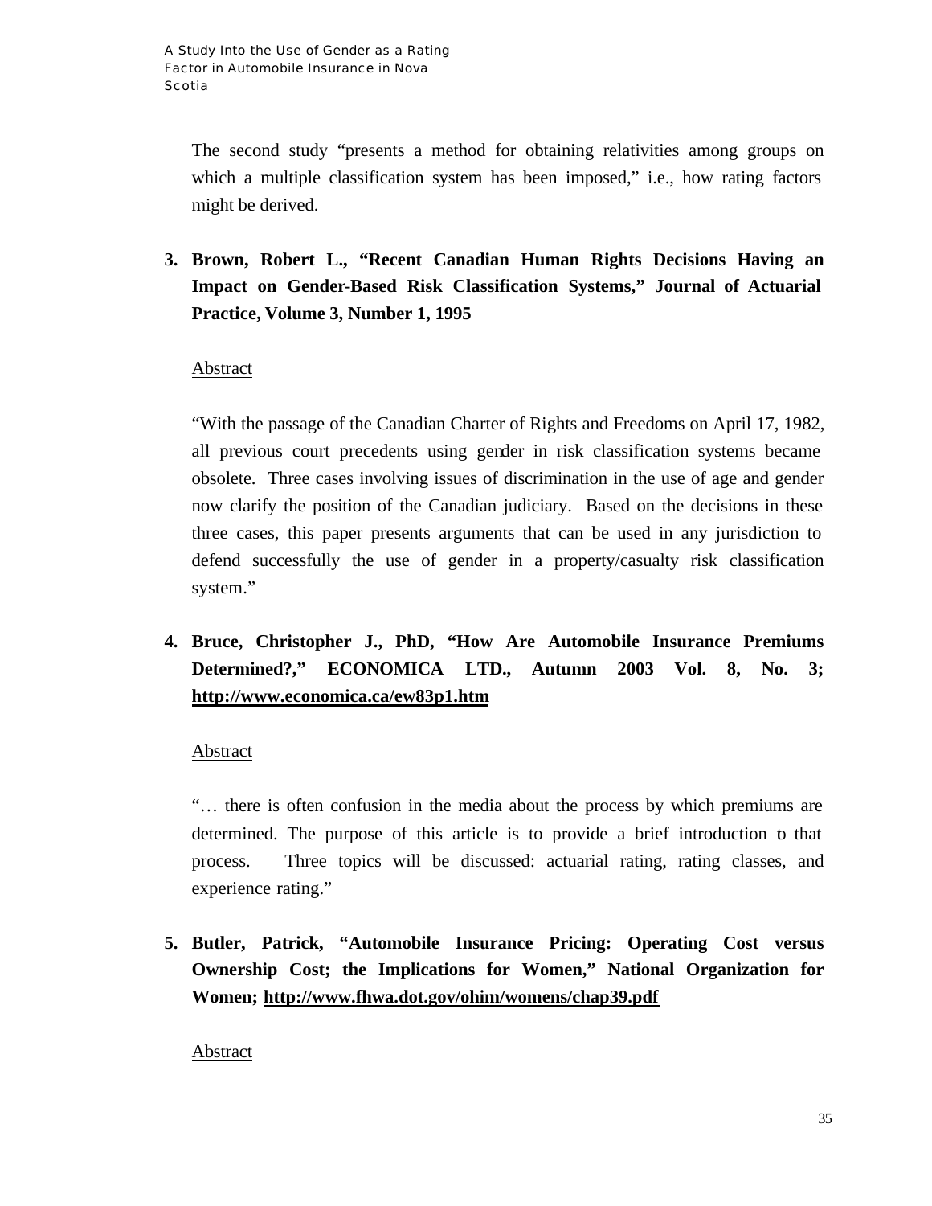The second study "presents a method for obtaining relativities among groups on which a multiple classification system has been imposed," i.e., how rating factors might be derived.

3. **Brown, Robert L., "Recent Canadian Human Rights Decisions Having an Impact on Gender-Based Risk Classification Systems," Journal of Actuarial Practice, Volume 3, Number 1, 1995**

   Abstract

   "With the passage of the Canadian Charter of Rights and Freedoms on April 17, 1982, all previous court precedents using gender in risk classification systems became obsolete. Three cases involving issues of discrimination in the use of age and gender now clarify the position of the Canadian judiciary. Based on the decisions in these three cases, this paper presents arguments that can be used in any jurisdiction to defend successfully the use of gender in a property/casualty risk classification system."

4. **Bruce, Christopher J., PhD, "How Are Automobile Insurance Premiums Determined?," ECONOMICA LTD., Autumn 2003 Vol. 8, No. 3; http://www.economica.ca/ew83p1.htm**

   Abstract

   "… there is often confusion in the media about the process by which premiums are determined. The purpose of this article is to provide a brief introduction to that process. Three topics will be discussed: actuarial rating, rating classes, and experience rating."

5. **Butler, Patrick, "Automobile Insurance Pricing: Operating Cost versus Ownership Cost; the Implications for Women," National Organization for Women; http://www.fhwa.dot.gov/ohim/womens/chap39.pdf**

   Abstract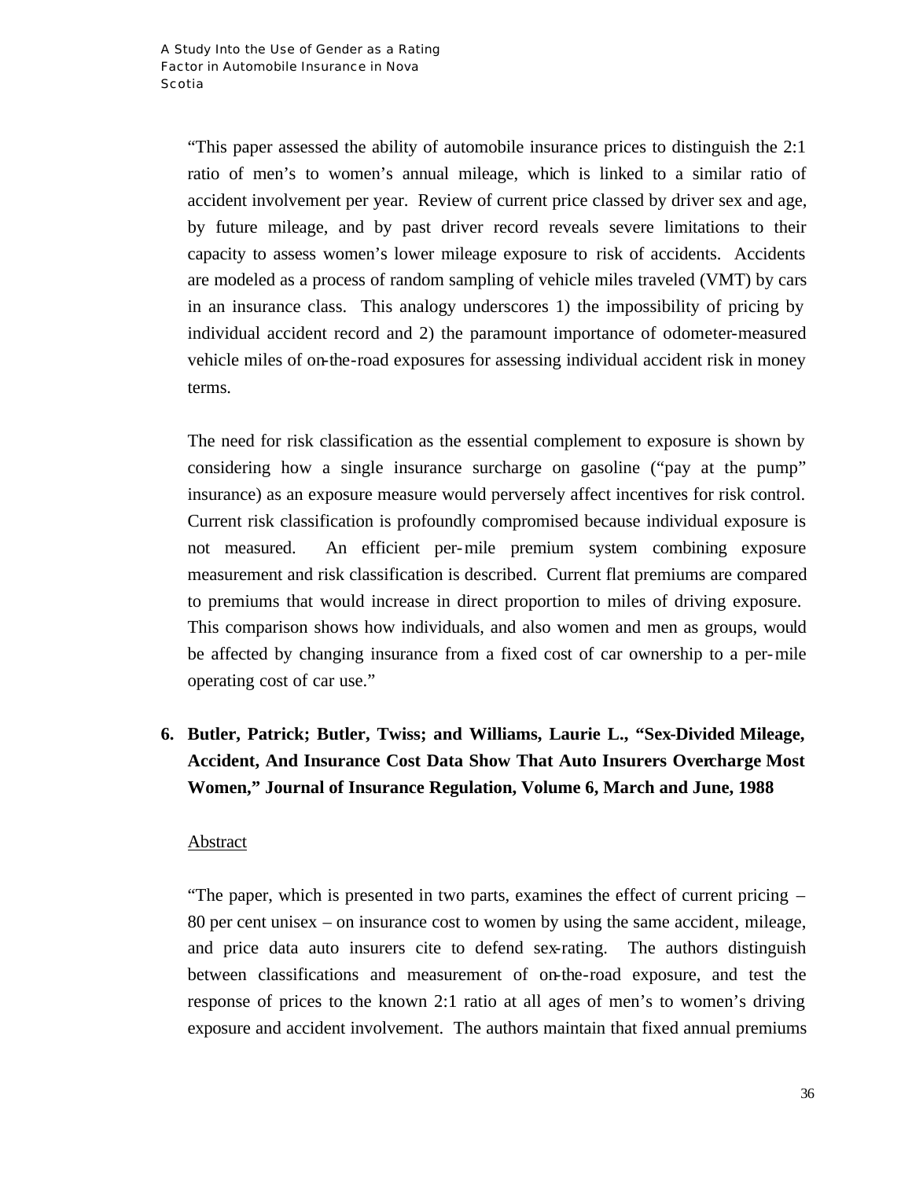"This paper assessed the ability of automobile insurance prices to distinguish the 2:1 ratio of men's to women's annual mileage, which is linked to a similar ratio of accident involvement per year. Review of current price classed by driver sex and age, by future mileage, and by past driver record reveals severe limitations to their capacity to assess women's lower mileage exposure to risk of accidents. Accidents are modeled as a process of random sampling of vehicle miles traveled (VMT) by cars in an insurance class. This analogy underscores 1) the impossibility of pricing by individual accident record and 2) the paramount importance of odometer-measured vehicle miles of on-the-road exposures for assessing individual accident risk in money terms.

The need for risk classification as the essential complement to exposure is shown by considering how a single insurance surcharge on gasoline ("pay at the pump" insurance) as an exposure measure would perversely affect incentives for risk control. Current risk classification is profoundly compromised because individual exposure is not measured. An efficient per-mile premium system combining exposure measurement and risk classification is described. Current flat premiums are compared to premiums that would increase in direct proportion to miles of driving exposure. This comparison shows how individuals, and also women and men as groups, would be affected by changing insurance from a fixed cost of car ownership to a per-mile operating cost of car use."

6. **Butler, Patrick; Butler, Twiss; and Williams, Laurie L., "Sex-Divided Mileage, Accident, And Insurance Cost Data Show That Auto Insurers Overcharge Most Women," Journal of Insurance Regulation, Volume 6, March and June, 1988**

<u>Abstract</u>

"The paper, which is presented in two parts, examines the effect of current pricing – 80 per cent unisex – on insurance cost to women by using the same accident, mileage, and price data auto insurers cite to defend sex-rating. The authors distinguish between classifications and measurement of on-the-road exposure, and test the response of prices to the known 2:1 ratio at all ages of men's to women's driving exposure and accident involvement. The authors maintain that fixed annual premiums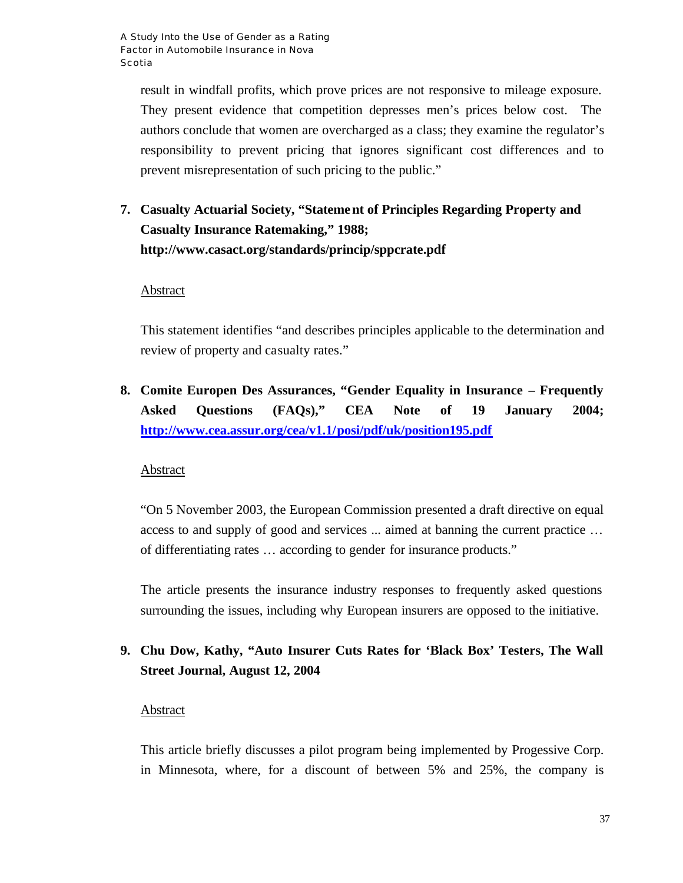result in windfall profits, which prove prices are not responsive to mileage exposure. They present evidence that competition depresses men's prices below cost. The authors conclude that women are overcharged as a class; they examine the regulator's responsibility to prevent pricing that ignores significant cost differences and to prevent misrepresentation of such pricing to the public."

7. **Casualty Actuarial Society, "Statement of Principles Regarding Property and Casualty Insurance Ratemaking," 1988; http://www.casact.org/standards/princip/sppcrate.pdf**

   Abstract

   This statement identifies "and describes principles applicable to the determination and review of property and casualty rates."

8. **Comite Europen Des Assurances, "Gender Equality in Insurance – Frequently Asked Questions (FAQs)," CEA Note of 19 January 2004; http://www.cea.assur.org/cea/v1.1/posi/pdf/uk/position195.pdf**

   Abstract

   "On 5 November 2003, the European Commission presented a draft directive on equal access to and supply of good and services ... aimed at banning the current practice … of differentiating rates … according to gender for insurance products."

   The article presents the insurance industry responses to frequently asked questions surrounding the issues, including why European insurers are opposed to the initiative.

9. **Chu Dow, Kathy, "Auto Insurer Cuts Rates for 'Black Box' Testers, The Wall Street Journal, August 12, 2004**

   Abstract

   This article briefly discusses a pilot program being implemented by Progessive Corp. in Minnesota, where, for a discount of between 5% and 25%, the company is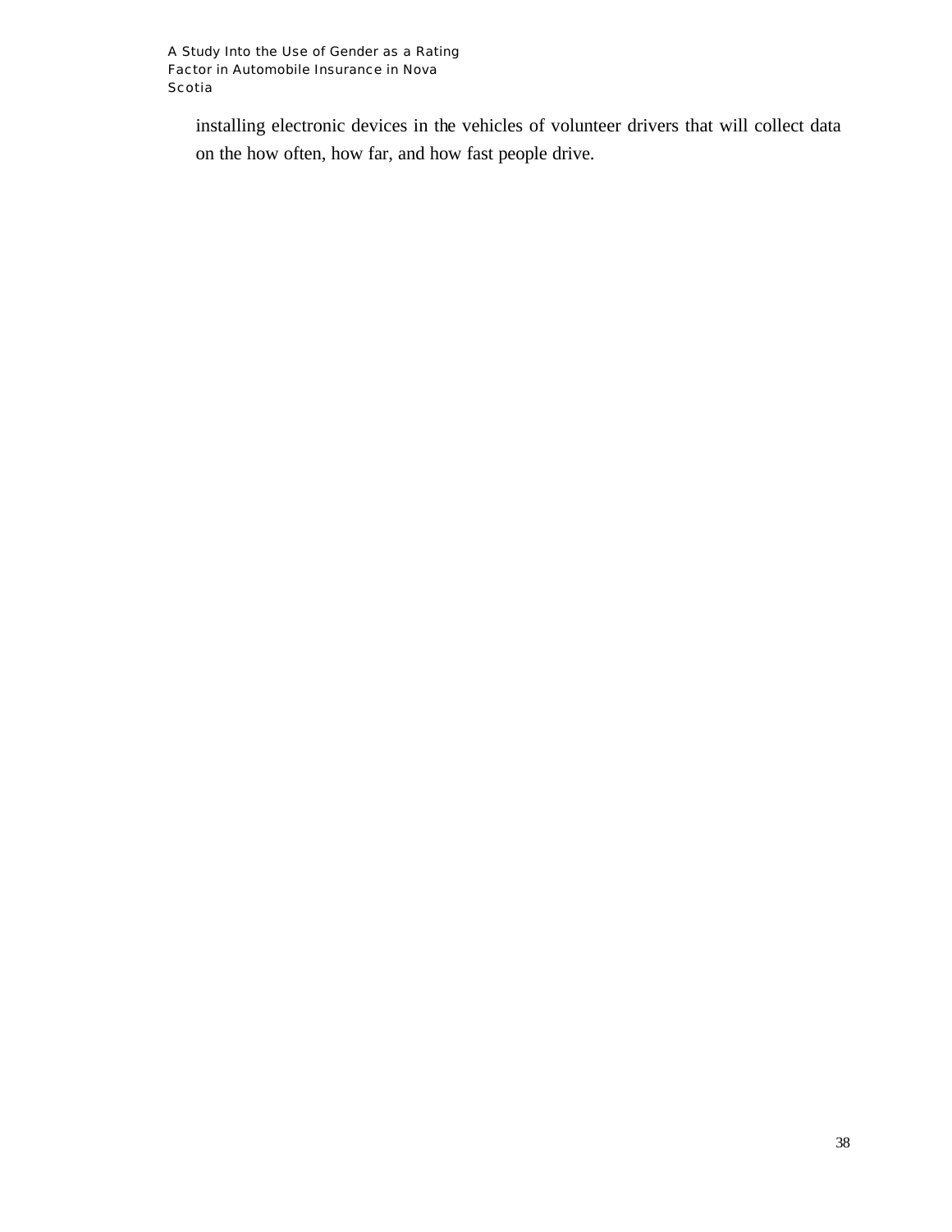installing electronic devices in the vehicles of volunteer drivers that will collect data on the how often, how far, and how fast people drive.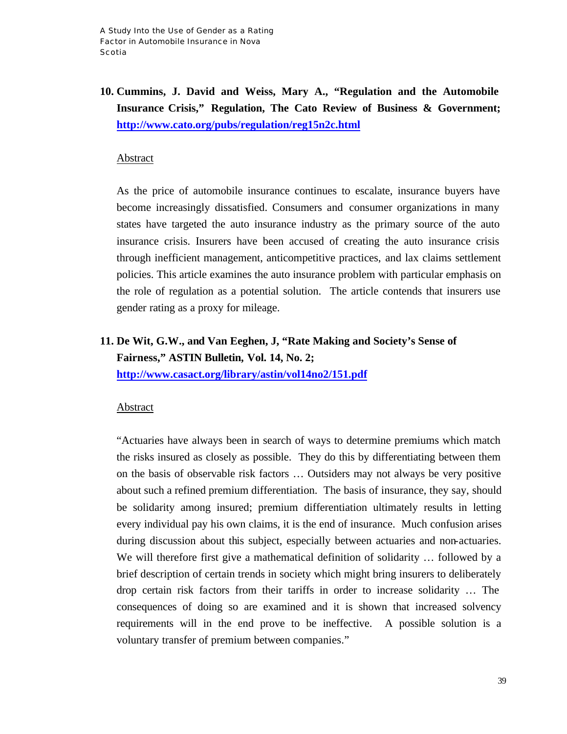10. **Cummins, J. David and Weiss, Mary A., "Regulation and the Automobile Insurance Crisis," Regulation, The Cato Review of Business & Government; http://www.cato.org/pubs/regulation/reg15n2c.html**

    Abstract

    As the price of automobile insurance continues to escalate, insurance buyers have become increasingly dissatisfied. Consumers and consumer organizations in many states have targeted the auto insurance industry as the primary source of the auto insurance crisis. Insurers have been accused of creating the auto insurance crisis through inefficient management, anticompetitive practices, and lax claims settlement policies. This article examines the auto insurance problem with particular emphasis on the role of regulation as a potential solution. The article contends that insurers use gender rating as a proxy for mileage.

11. **De Wit, G.W., and Van Eeghen, J, "Rate Making and Society's Sense of Fairness," ASTIN Bulletin, Vol. 14, No. 2; http://www.casact.org/library/astin/vol14no2/151.pdf**

    Abstract

    "Actuaries have always been in search of ways to determine premiums which match the risks insured as closely as possible. They do this by differentiating between them on the basis of observable risk factors … Outsiders may not always be very positive about such a refined premium differentiation. The basis of insurance, they say, should be solidarity among insured; premium differentiation ultimately results in letting every individual pay his own claims, it is the end of insurance. Much confusion arises during discussion about this subject, especially between actuaries and non-actuaries. We will therefore first give a mathematical definition of solidarity … followed by a brief description of certain trends in society which might bring insurers to deliberately drop certain risk factors from their tariffs in order to increase solidarity … The consequences of doing so are examined and it is shown that increased solvency requirements will in the end prove to be ineffective. A possible solution is a voluntary transfer of premium between companies."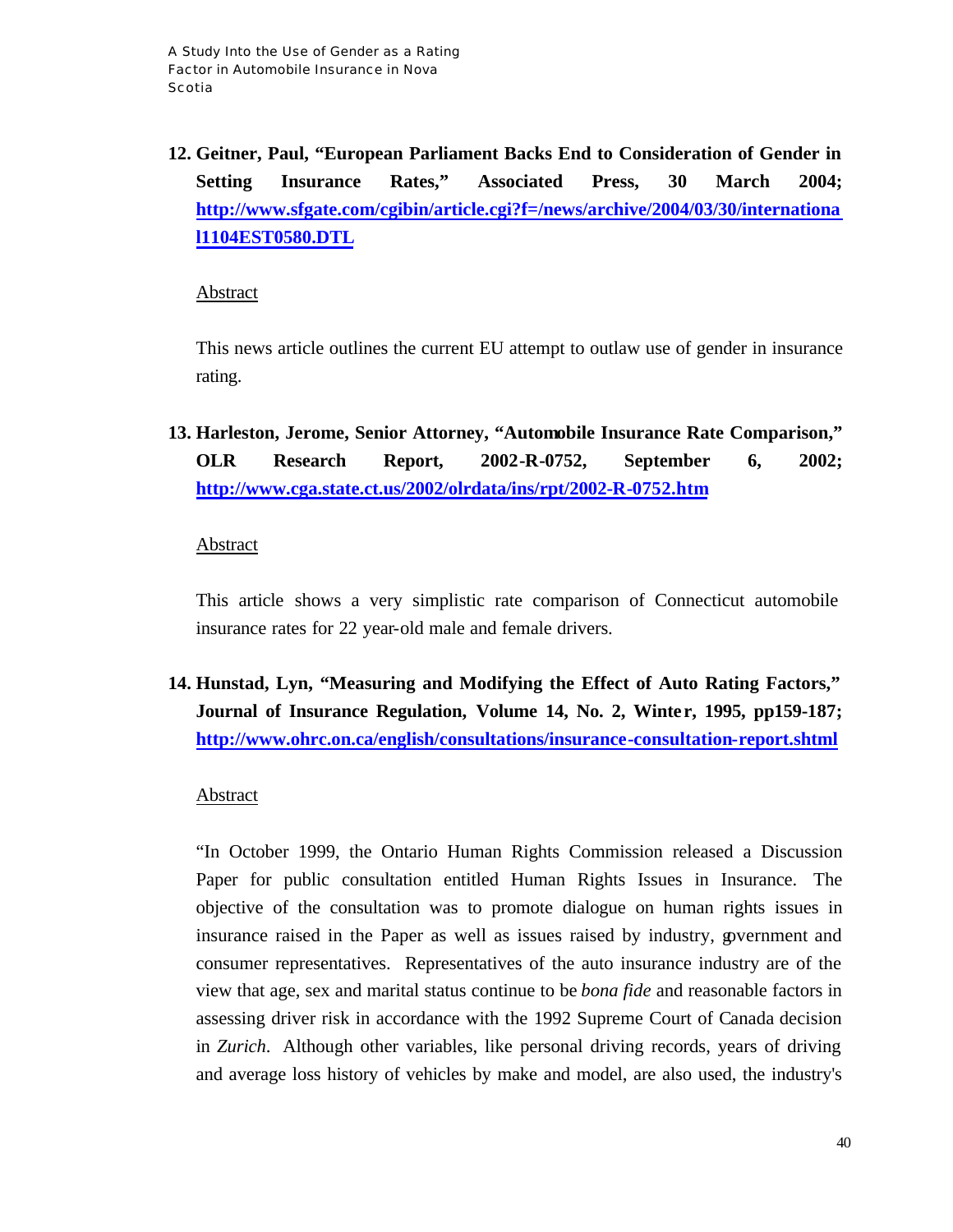12. **Geitner, Paul, "European Parliament Backs End to Consideration of Gender in Setting Insurance Rates," Associated Press, 30 March 2004; [http://www.sfgate.com/cgibin/article.cgi?f=/news/archive/2004/03/30/international1104EST0580.DTL](http://www.sfgate.com/cgibin/article.cgi?f=/news/archive/2004/03/30/international1104EST0580.DTL)**

    Abstract

    This news article outlines the current EU attempt to outlaw use of gender in insurance rating.

13. **Harleston, Jerome, Senior Attorney, "Automobile Insurance Rate Comparison," OLR Research Report, 2002-R-0752, September 6, 2002; [http://www.cga.state.ct.us/2002/olrdata/ins/rpt/2002-R-0752.htm](http://www.cga.state.ct.us/2002/olrdata/ins/rpt/2002-R-0752.htm)**

    Abstract

    This article shows a very simplistic rate comparison of Connecticut automobile insurance rates for 22 year-old male and female drivers.

14. **Hunstad, Lyn, "Measuring and Modifying the Effect of Auto Rating Factors," Journal of Insurance Regulation, Volume 14, No. 2, Winter, 1995, pp159-187; [http://www.ohrc.on.ca/english/consultations/insurance-consultation-report.shtml](http://www.ohrc.on.ca/english/consultations/insurance-consultation-report.shtml)**

    Abstract

    "In October 1999, the Ontario Human Rights Commission released a Discussion Paper for public consultation entitled Human Rights Issues in Insurance. The objective of the consultation was to promote dialogue on human rights issues in insurance raised in the Paper as well as issues raised by industry, government and consumer representatives. Representatives of the auto insurance industry are of the view that age, sex and marital status continue to be *bona fide* and reasonable factors in assessing driver risk in accordance with the 1992 Supreme Court of Canada decision in *Zurich*. Although other variables, like personal driving records, years of driving and average loss history of vehicles by make and model, are also used, the industry's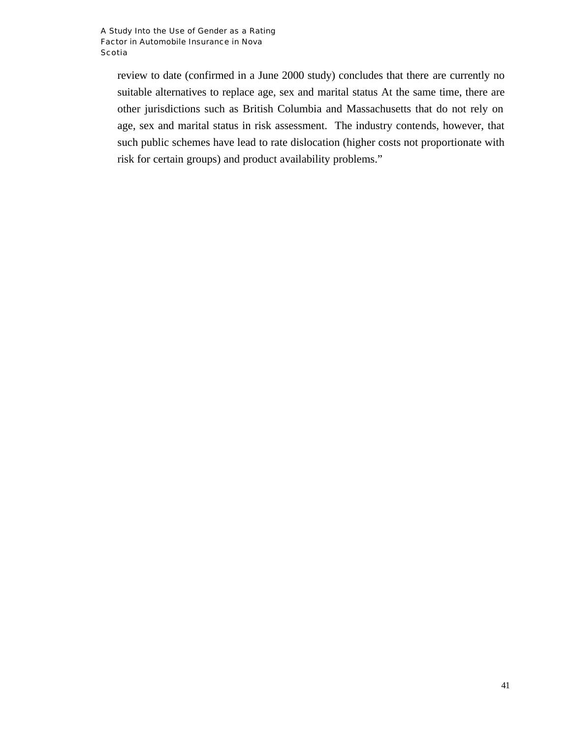review to date (confirmed in a June 2000 study) concludes that there are currently no suitable alternatives to replace age, sex and marital status At the same time, there are other jurisdictions such as British Columbia and Massachusetts that do not rely on age, sex and marital status in risk assessment. The industry contends, however, that such public schemes have lead to rate dislocation (higher costs not proportionate with risk for certain groups) and product availability problems."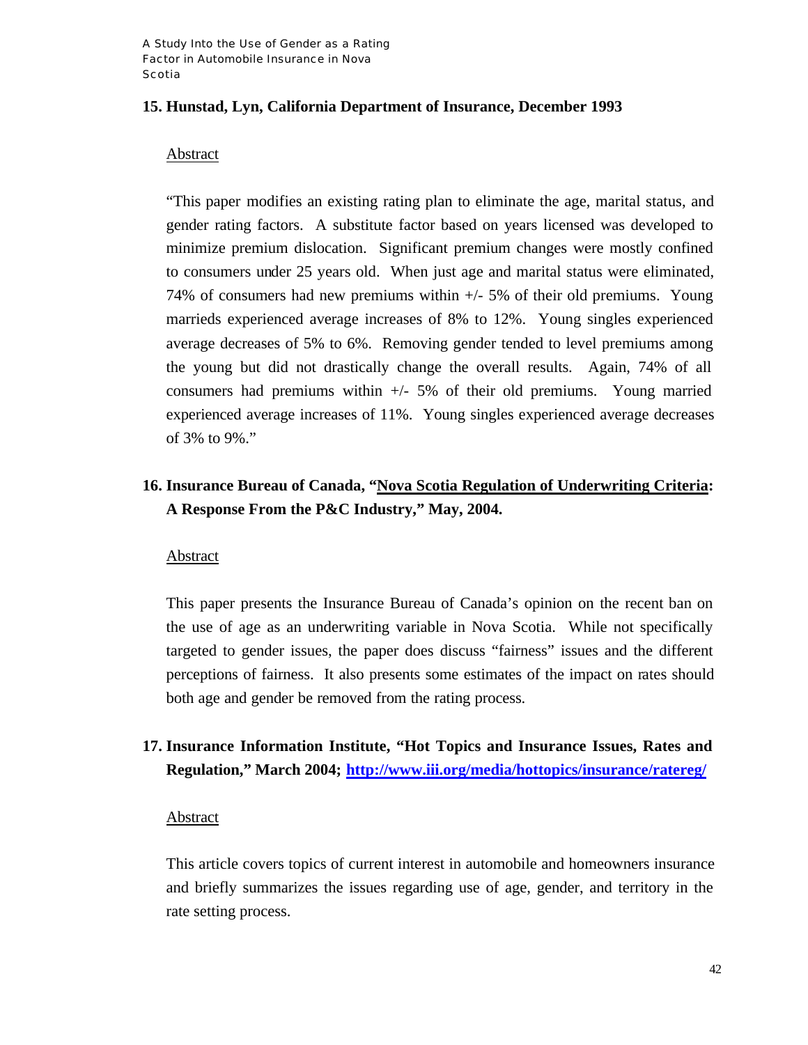**15. Hunstad, Lyn, California Department of Insurance, December 1993**

Abstract

"This paper modifies an existing rating plan to eliminate the age, marital status, and gender rating factors. A substitute factor based on years licensed was developed to minimize premium dislocation. Significant premium changes were mostly confined to consumers under 25 years old. When just age and marital status were eliminated, 74% of consumers had new premiums within +/- 5% of their old premiums. Young marrieds experienced average increases of 8% to 12%. Young singles experienced average decreases of 5% to 6%. Removing gender tended to level premiums among the young but did not drastically change the overall results. Again, 74% of all consumers had premiums within +/- 5% of their old premiums. Young married experienced average increases of 11%. Young singles experienced average decreases of 3% to 9%."

**16. Insurance Bureau of Canada, "Nova Scotia Regulation of Underwriting Criteria: A Response From the P&C Industry," May, 2004.**

Abstract

This paper presents the Insurance Bureau of Canada's opinion on the recent ban on the use of age as an underwriting variable in Nova Scotia. While not specifically targeted to gender issues, the paper does discuss "fairness" issues and the different perceptions of fairness. It also presents some estimates of the impact on rates should both age and gender be removed from the rating process.

**17. Insurance Information Institute, "Hot Topics and Insurance Issues, Rates and Regulation," March 2004; http://www.iii.org/media/hottopics/insurance/ratereg/**

Abstract

This article covers topics of current interest in automobile and homeowners insurance and briefly summarizes the issues regarding use of age, gender, and territory in the rate setting process.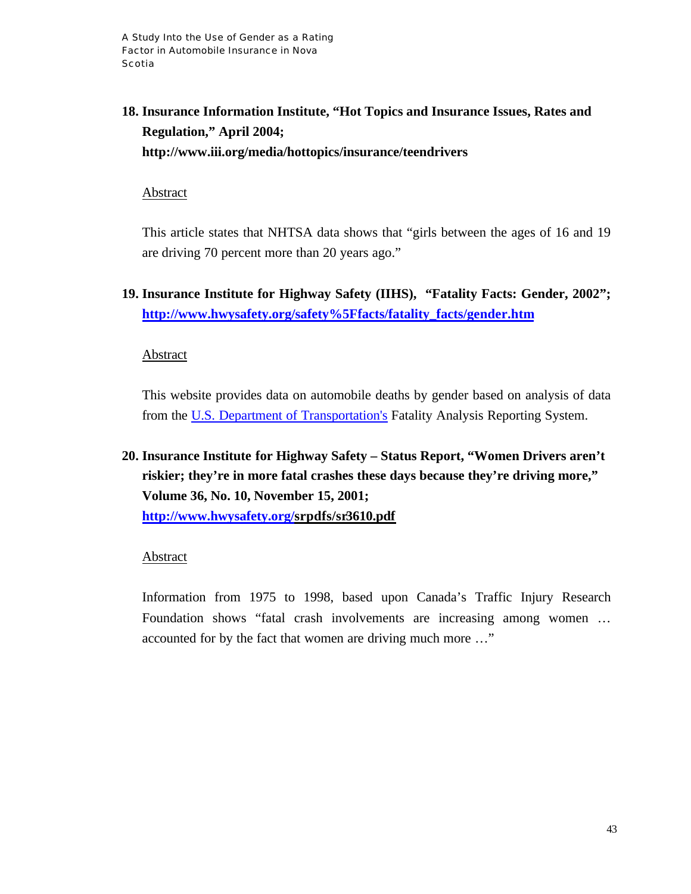**18. Insurance Information Institute, "Hot Topics and Insurance Issues, Rates and Regulation," April 2004; http://www.iii.org/media/hottopics/insurance/teendrivers**

Abstract

This article states that NHTSA data shows that "girls between the ages of 16 and 19 are driving 70 percent more than 20 years ago."

**19. Insurance Institute for Highway Safety (IIHS), "Fatality Facts: Gender, 2002"; http://www.hwysafety.org/safety%5Ffacts/fatality_facts/gender.htm**

Abstract

This website provides data on automobile deaths by gender based on analysis of data from the U.S. Department of Transportation's Fatality Analysis Reporting System.

**20. Insurance Institute for Highway Safety – Status Report, "Women Drivers aren't riskier; they're in more fatal crashes these days because they're driving more," Volume 36, No. 10, November 15, 2001; http://www.hwysafety.org/srpdfs/sr3610.pdf**

Abstract

Information from 1975 to 1998, based upon Canada's Traffic Injury Research Foundation shows "fatal crash involvements are increasing among women … accounted for by the fact that women are driving much more …"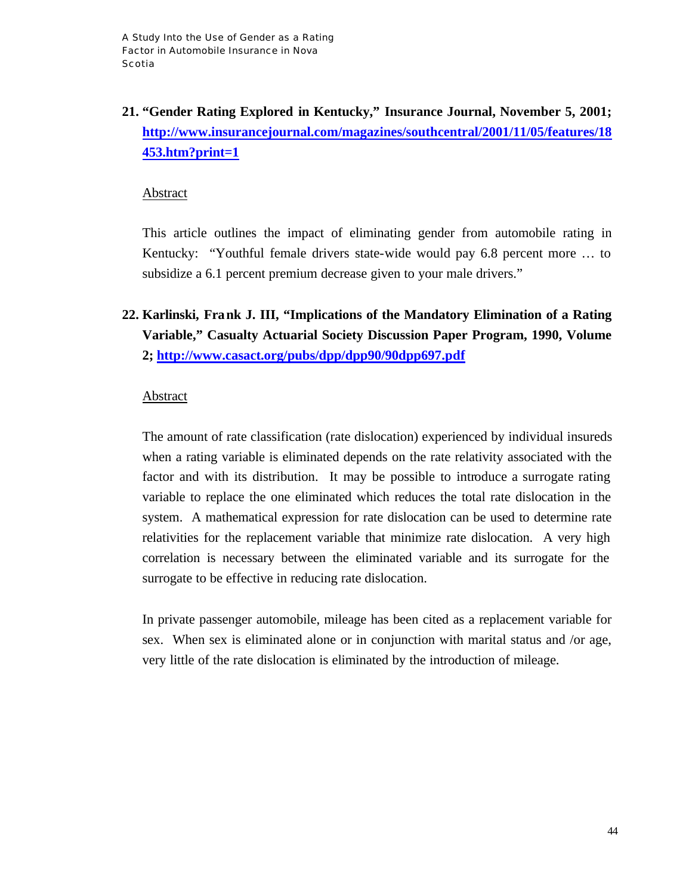21. **"Gender Rating Explored in Kentucky," Insurance Journal, November 5, 2001; [http://www.insurancejournal.com/magazines/southcentral/2001/11/05/features/18453.htm?print=1](http://www.insurancejournal.com/magazines/southcentral/2001/11/05/features/18453.htm?print=1)**

   Abstract

   This article outlines the impact of eliminating gender from automobile rating in Kentucky: "Youthful female drivers state-wide would pay 6.8 percent more … to subsidize a 6.1 percent premium decrease given to your male drivers."

22. **Karlinski, Frank J. III, "Implications of the Mandatory Elimination of a Rating Variable," Casualty Actuarial Society Discussion Paper Program, 1990, Volume 2; [http://www.casact.org/pubs/dpp/dpp90/90dpp697.pdf](http://www.casact.org/pubs/dpp/dpp90/90dpp697.pdf)**

   Abstract

   The amount of rate classification (rate dislocation) experienced by individual insureds when a rating variable is eliminated depends on the rate relativity associated with the factor and with its distribution. It may be possible to introduce a surrogate rating variable to replace the one eliminated which reduces the total rate dislocation in the system. A mathematical expression for rate dislocation can be used to determine rate relativities for the replacement variable that minimize rate dislocation. A very high correlation is necessary between the eliminated variable and its surrogate for the surrogate to be effective in reducing rate dislocation.

   In private passenger automobile, mileage has been cited as a replacement variable for sex. When sex is eliminated alone or in conjunction with marital status and /or age, very little of the rate dislocation is eliminated by the introduction of mileage.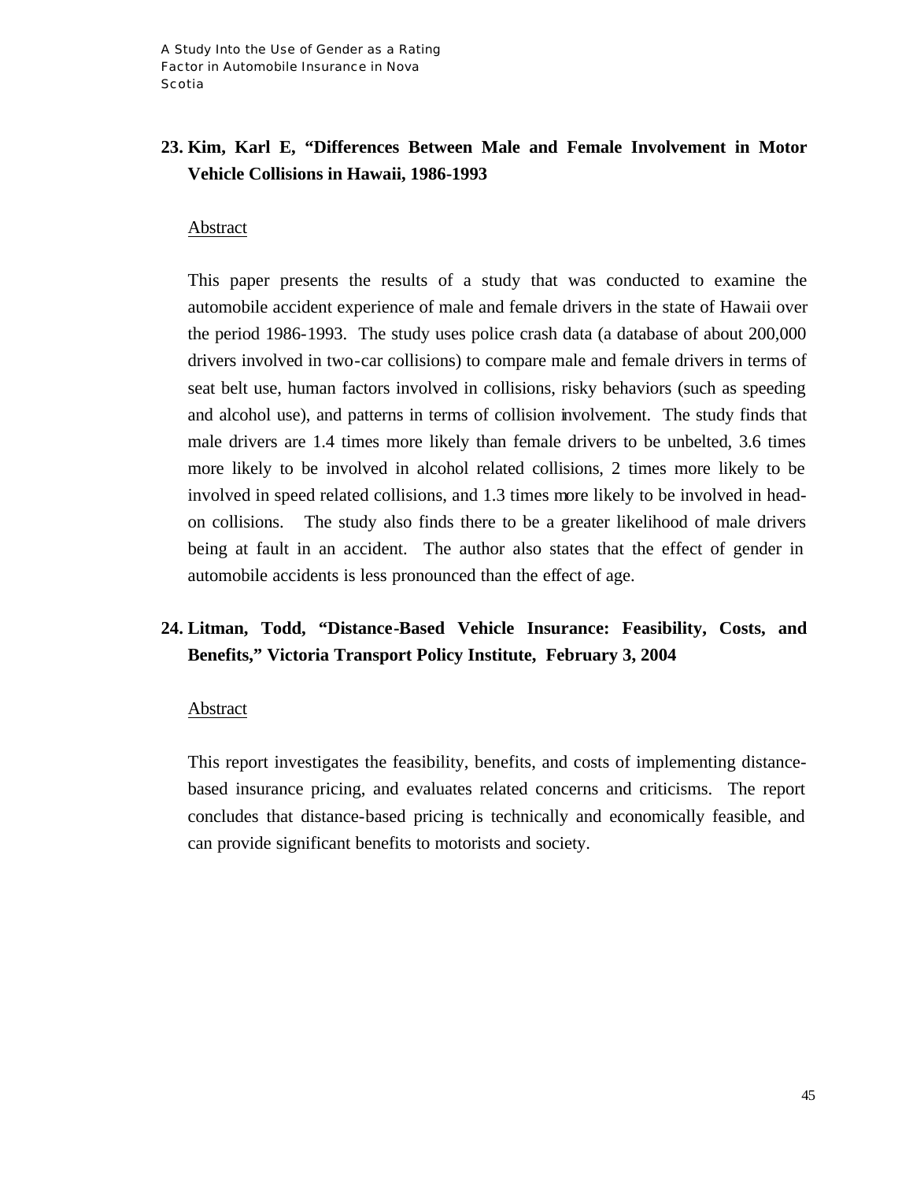**23. Kim, Karl E, "Differences Between Male and Female Involvement in Motor Vehicle Collisions in Hawaii, 1986-1993**

Abstract

This paper presents the results of a study that was conducted to examine the automobile accident experience of male and female drivers in the state of Hawaii over the period 1986-1993. The study uses police crash data (a database of about 200,000 drivers involved in two-car collisions) to compare male and female drivers in terms of seat belt use, human factors involved in collisions, risky behaviors (such as speeding and alcohol use), and patterns in terms of collision involvement. The study finds that male drivers are 1.4 times more likely than female drivers to be unbelted, 3.6 times more likely to be involved in alcohol related collisions, 2 times more likely to be involved in speed related collisions, and 1.3 times more likely to be involved in head-on collisions. The study also finds there to be a greater likelihood of male drivers being at fault in an accident. The author also states that the effect of gender in automobile accidents is less pronounced than the effect of age.

**24. Litman, Todd, "Distance-Based Vehicle Insurance: Feasibility, Costs, and Benefits," Victoria Transport Policy Institute, February 3, 2004**

Abstract

This report investigates the feasibility, benefits, and costs of implementing distance-based insurance pricing, and evaluates related concerns and criticisms. The report concludes that distance-based pricing is technically and economically feasible, and can provide significant benefits to motorists and society.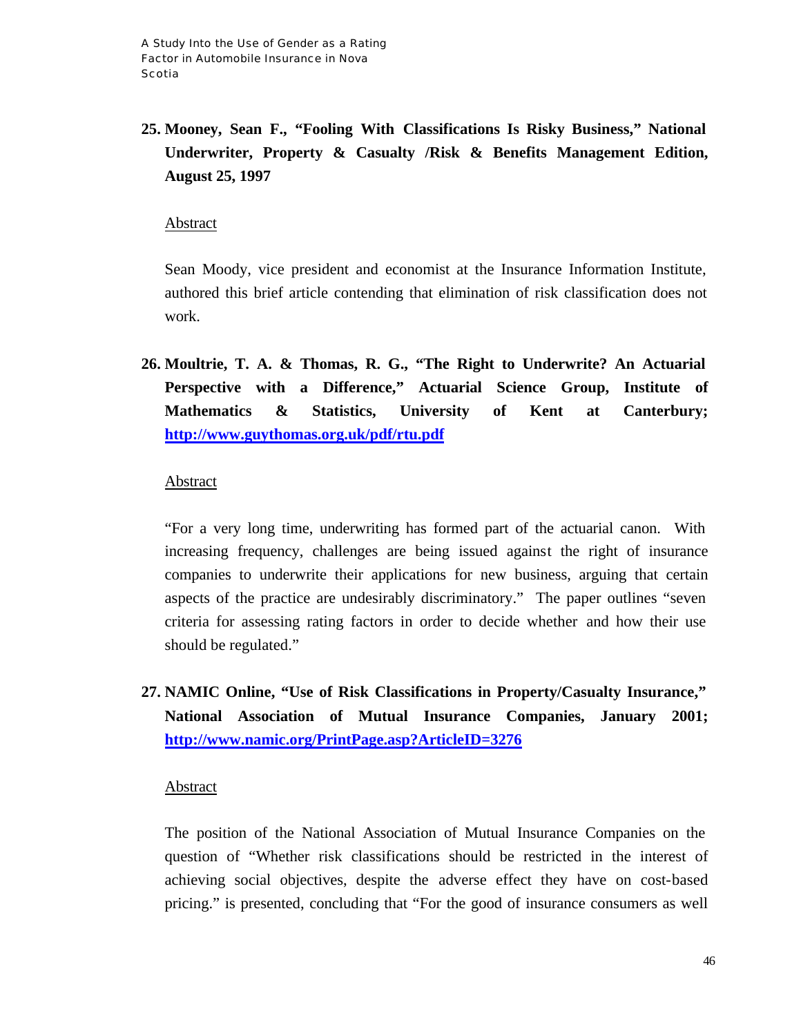25. **Mooney, Sean F., "Fooling With Classifications Is Risky Business," National Underwriter, Property & Casualty /Risk & Benefits Management Edition, August 25, 1997**

    Abstract

    Sean Moody, vice president and economist at the Insurance Information Institute, authored this brief article contending that elimination of risk classification does not work.

26. **Moultrie, T. A. & Thomas, R. G., "The Right to Underwrite? An Actuarial Perspective with a Difference," Actuarial Science Group, Institute of Mathematics & Statistics, University of Kent at Canterbury; http://www.guythomas.org.uk/pdf/rtu.pdf**

    Abstract

    "For a very long time, underwriting has formed part of the actuarial canon. With increasing frequency, challenges are being issued against the right of insurance companies to underwrite their applications for new business, arguing that certain aspects of the practice are undesirably discriminatory." The paper outlines "seven criteria for assessing rating factors in order to decide whether and how their use should be regulated."

27. **NAMIC Online, "Use of Risk Classifications in Property/Casualty Insurance," National Association of Mutual Insurance Companies, January 2001; http://www.namic.org/PrintPage.asp?ArticleID=3276**

    Abstract

    The position of the National Association of Mutual Insurance Companies on the question of "Whether risk classifications should be restricted in the interest of achieving social objectives, despite the adverse effect they have on cost-based pricing." is presented, concluding that "For the good of insurance consumers as well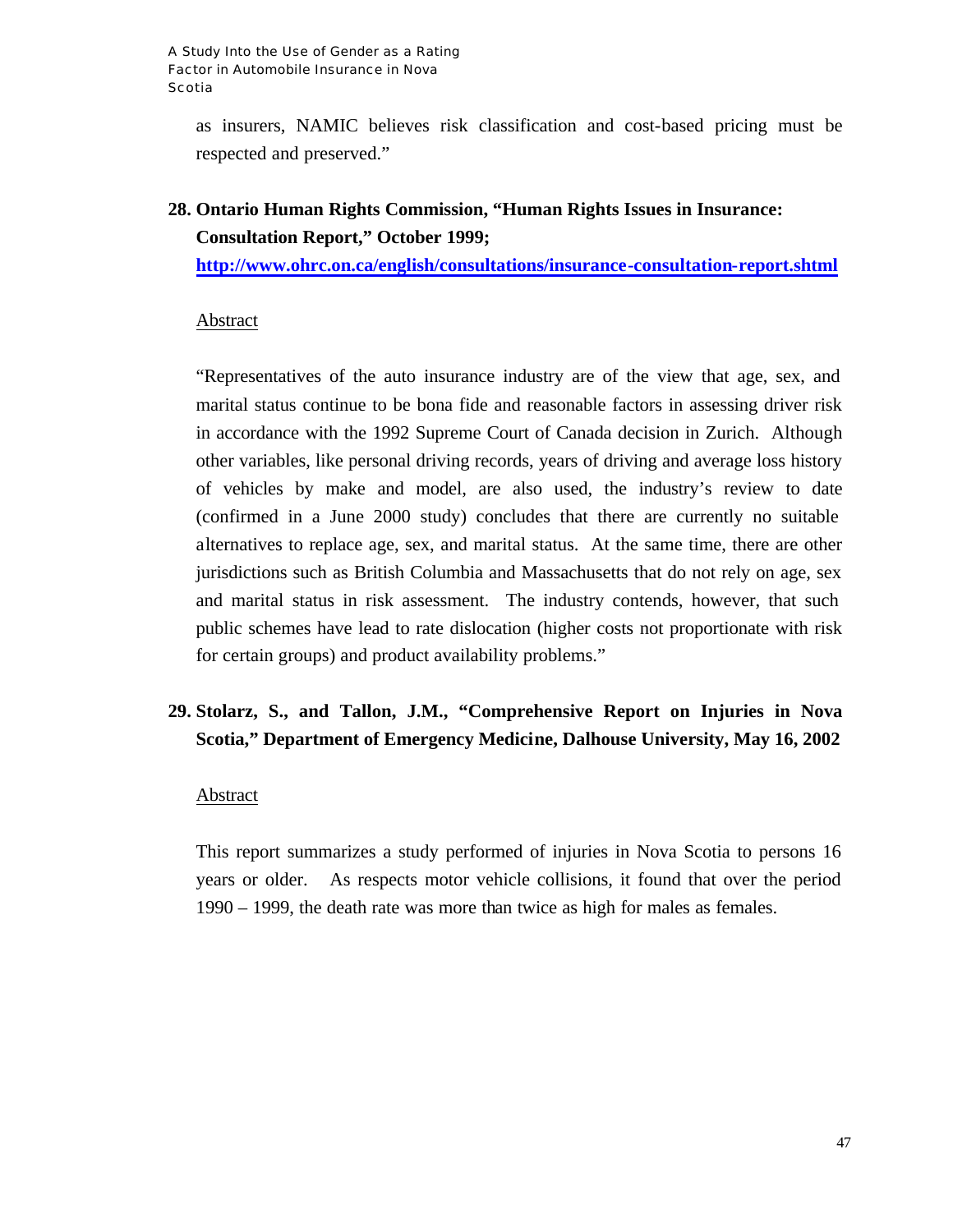as insurers, NAMIC believes risk classification and cost-based pricing must be respected and preserved."

**28. Ontario Human Rights Commission, "Human Rights Issues in Insurance: Consultation Report," October 1999; http://www.ohrc.on.ca/english/consultations/insurance-consultation-report.shtml**

Abstract

"Representatives of the auto insurance industry are of the view that age, sex, and marital status continue to be bona fide and reasonable factors in assessing driver risk in accordance with the 1992 Supreme Court of Canada decision in Zurich. Although other variables, like personal driving records, years of driving and average loss history of vehicles by make and model, are also used, the industry's review to date (confirmed in a June 2000 study) concludes that there are currently no suitable alternatives to replace age, sex, and marital status. At the same time, there are other jurisdictions such as British Columbia and Massachusetts that do not rely on age, sex and marital status in risk assessment. The industry contends, however, that such public schemes have lead to rate dislocation (higher costs not proportionate with risk for certain groups) and product availability problems."

**29. Stolarz, S., and Tallon, J.M., "Comprehensive Report on Injuries in Nova Scotia," Department of Emergency Medicine, Dalhouse University, May 16, 2002**

Abstract

This report summarizes a study performed of injuries in Nova Scotia to persons 16 years or older. As respects motor vehicle collisions, it found that over the period 1990 – 1999, the death rate was more than twice as high for males as females.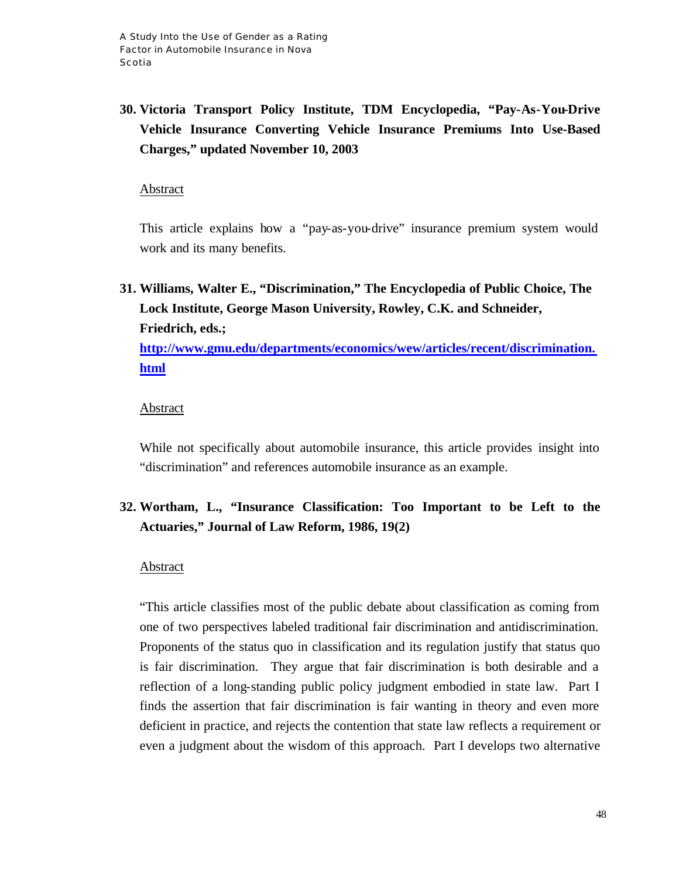**30. Victoria Transport Policy Institute, TDM Encyclopedia, "Pay-As-You-Drive Vehicle Insurance Converting Vehicle Insurance Premiums Into Use-Based Charges," updated November 10, 2003**

Abstract

This article explains how a "pay-as-you-drive" insurance premium system would work and its many benefits.

**31. Williams, Walter E., "Discrimination," The Encyclopedia of Public Choice, The Lock Institute, George Mason University, Rowley, C.K. and Schneider, Friedrich, eds.; [http://www.gmu.edu/departments/economics/wew/articles/recent/discrimination.html](http://www.gmu.edu/departments/economics/wew/articles/recent/discrimination.html)**

Abstract

While not specifically about automobile insurance, this article provides insight into "discrimination" and references automobile insurance as an example.

**32. Wortham, L., "Insurance Classification: Too Important to be Left to the Actuaries," Journal of Law Reform, 1986, 19(2)**

Abstract

"This article classifies most of the public debate about classification as coming from one of two perspectives labeled traditional fair discrimination and antidiscrimination. Proponents of the status quo in classification and its regulation justify that status quo is fair discrimination. They argue that fair discrimination is both desirable and a reflection of a long-standing public policy judgment embodied in state law. Part I finds the assertion that fair discrimination is fair wanting in theory and even more deficient in practice, and rejects the contention that state law reflects a requirement or even a judgment about the wisdom of this approach. Part I develops two alternative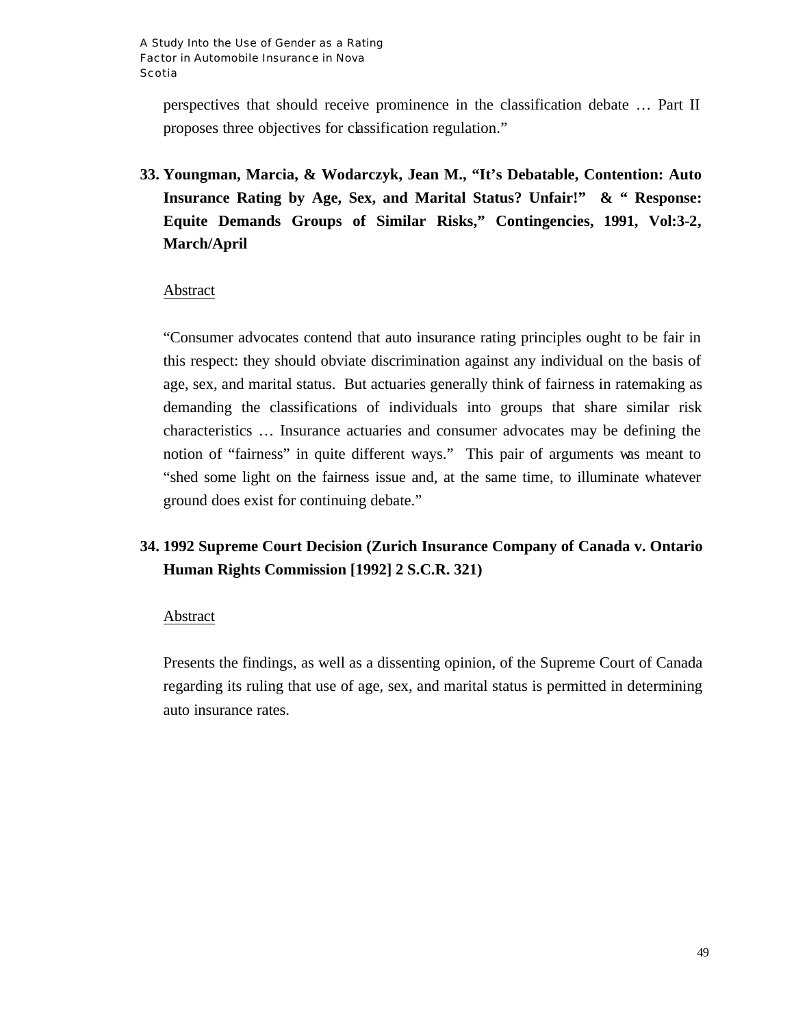perspectives that should receive prominence in the classification debate … Part II proposes three objectives for classification regulation."

**33. Youngman, Marcia, & Wodarczyk, Jean M., "It's Debatable, Contention: Auto Insurance Rating by Age, Sex, and Marital Status? Unfair!" & " Response: Equite Demands Groups of Similar Risks," Contingencies, 1991, Vol:3-2, March/April**

<u>Abstract</u>

"Consumer advocates contend that auto insurance rating principles ought to be fair in this respect: they should obviate discrimination against any individual on the basis of age, sex, and marital status. But actuaries generally think of fairness in ratemaking as demanding the classifications of individuals into groups that share similar risk characteristics … Insurance actuaries and consumer advocates may be defining the notion of "fairness" in quite different ways." This pair of arguments was meant to "shed some light on the fairness issue and, at the same time, to illuminate whatever ground does exist for continuing debate."

**34. 1992 Supreme Court Decision (Zurich Insurance Company of Canada v. Ontario Human Rights Commission [1992] 2 S.C.R. 321)**

<u>Abstract</u>

Presents the findings, as well as a dissenting opinion, of the Supreme Court of Canada regarding its ruling that use of age, sex, and marital status is permitted in determining auto insurance rates.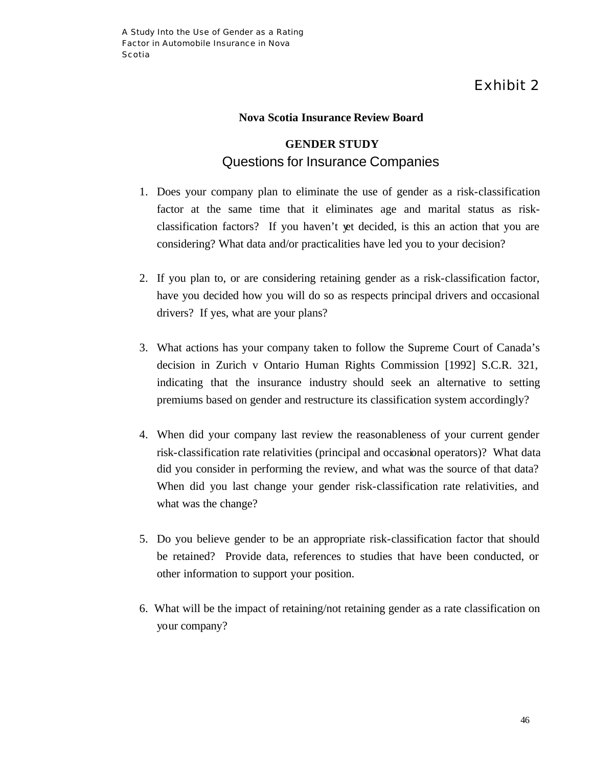# Exhibit 2

**Nova Scotia Insurance Review Board**

**GENDER STUDY**

## Questions for Insurance Companies

1. Does your company plan to eliminate the use of gender as a risk-classification factor at the same time that it eliminates age and marital status as risk-classification factors? If you haven't yet decided, is this an action that you are considering? What data and/or practicalities have led you to your decision?

2. If you plan to, or are considering retaining gender as a risk-classification factor, have you decided how you will do so as respects principal drivers and occasional drivers? If yes, what are your plans?

3. What actions has your company taken to follow the Supreme Court of Canada's decision in Zurich v Ontario Human Rights Commission [1992] S.C.R. 321, indicating that the insurance industry should seek an alternative to setting premiums based on gender and restructure its classification system accordingly?

4. When did your company last review the reasonableness of your current gender risk-classification rate relativities (principal and occasional operators)? What data did you consider in performing the review, and what was the source of that data? When did you last change your gender risk-classification rate relativities, and what was the change?

5. Do you believe gender to be an appropriate risk-classification factor that should be retained? Provide data, references to studies that have been conducted, or other information to support your position.

6. What will be the impact of retaining/not retaining gender as a rate classification on your company?